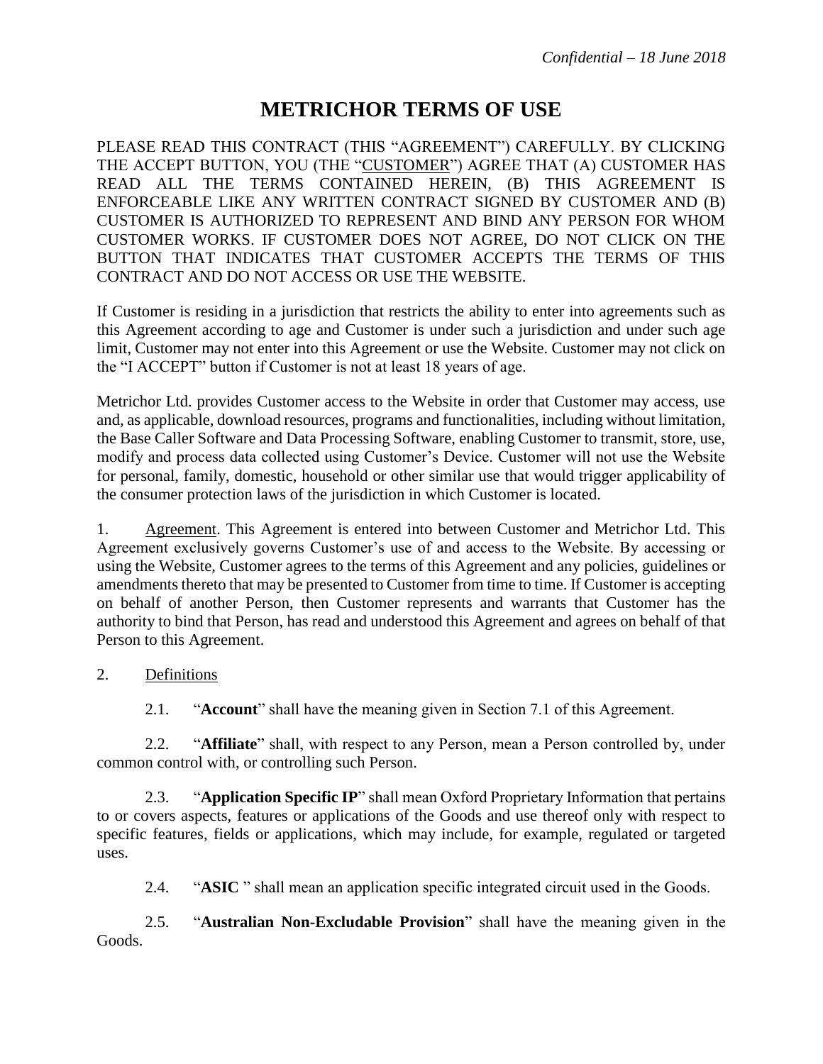*Confidential – 18 June 2018*

# METRICHOR TERMS OF USE

PLEASE READ THIS CONTRACT (THIS "AGREEMENT") CAREFULLY. BY CLICKING THE ACCEPT BUTTON, YOU (THE "CUSTOMER") AGREE THAT (A) CUSTOMER HAS READ ALL THE TERMS CONTAINED HEREIN, (B) THIS AGREEMENT IS ENFORCEABLE LIKE ANY WRITTEN CONTRACT SIGNED BY CUSTOMER AND (B) CUSTOMER IS AUTHORIZED TO REPRESENT AND BIND ANY PERSON FOR WHOM CUSTOMER WORKS. IF CUSTOMER DOES NOT AGREE, DO NOT CLICK ON THE BUTTON THAT INDICATES THAT CUSTOMER ACCEPTS THE TERMS OF THIS CONTRACT AND DO NOT ACCESS OR USE THE WEBSITE.

If Customer is residing in a jurisdiction that restricts the ability to enter into agreements such as this Agreement according to age and Customer is under such a jurisdiction and under such age limit, Customer may not enter into this Agreement or use the Website. Customer may not click on the "I ACCEPT" button if Customer is not at least 18 years of age.

Metrichor Ltd. provides Customer access to the Website in order that Customer may access, use and, as applicable, download resources, programs and functionalities, including without limitation, the Base Caller Software and Data Processing Software, enabling Customer to transmit, store, use, modify and process data collected using Customer's Device. Customer will not use the Website for personal, family, domestic, household or other similar use that would trigger applicability of the consumer protection laws of the jurisdiction in which Customer is located.

1. Agreement. This Agreement is entered into between Customer and Metrichor Ltd. This Agreement exclusively governs Customer's use of and access to the Website. By accessing or using the Website, Customer agrees to the terms of this Agreement and any policies, guidelines or amendments thereto that may be presented to Customer from time to time. If Customer is accepting on behalf of another Person, then Customer represents and warrants that Customer has the authority to bind that Person, has read and understood this Agreement and agrees on behalf of that Person to this Agreement.

2. Definitions

2.1. "**Account**" shall have the meaning given in Section 7.1 of this Agreement.

2.2. "**Affiliate**" shall, with respect to any Person, mean a Person controlled by, under common control with, or controlling such Person.

2.3. "**Application Specific IP**" shall mean Oxford Proprietary Information that pertains to or covers aspects, features or applications of the Goods and use thereof only with respect to specific features, fields or applications, which may include, for example, regulated or targeted uses.

2.4. "**ASIC** " shall mean an application specific integrated circuit used in the Goods.

2.5. "**Australian Non-Excludable Provision**" shall have the meaning given in the Goods.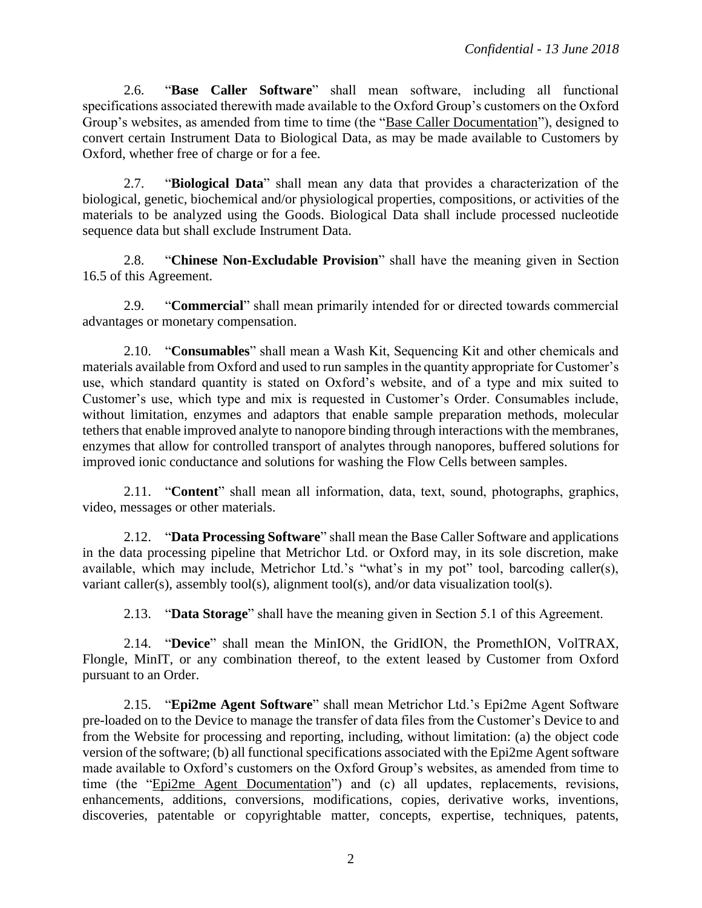2.6. "**Base Caller Software**" shall mean software, including all functional specifications associated therewith made available to the Oxford Group's customers on the Oxford Group's websites, as amended from time to time (the "Base Caller Documentation"), designed to convert certain Instrument Data to Biological Data, as may be made available to Customers by Oxford, whether free of charge or for a fee.

2.7. "**Biological Data**" shall mean any data that provides a characterization of the biological, genetic, biochemical and/or physiological properties, compositions, or activities of the materials to be analyzed using the Goods. Biological Data shall include processed nucleotide sequence data but shall exclude Instrument Data.

2.8. "**Chinese Non-Excludable Provision**" shall have the meaning given in Section 16.5 of this Agreement.

2.9. "**Commercial**" shall mean primarily intended for or directed towards commercial advantages or monetary compensation.

2.10. "**Consumables**" shall mean a Wash Kit, Sequencing Kit and other chemicals and materials available from Oxford and used to run samples in the quantity appropriate for Customer's use, which standard quantity is stated on Oxford's website, and of a type and mix suited to Customer's use, which type and mix is requested in Customer's Order. Consumables include, without limitation, enzymes and adaptors that enable sample preparation methods, molecular tethers that enable improved analyte to nanopore binding through interactions with the membranes, enzymes that allow for controlled transport of analytes through nanopores, buffered solutions for improved ionic conductance and solutions for washing the Flow Cells between samples.

2.11. "**Content**" shall mean all information, data, text, sound, photographs, graphics, video, messages or other materials.

2.12. "**Data Processing Software**" shall mean the Base Caller Software and applications in the data processing pipeline that Metrichor Ltd. or Oxford may, in its sole discretion, make available, which may include, Metrichor Ltd.'s "what's in my pot" tool, barcoding caller(s), variant caller(s), assembly tool(s), alignment tool(s), and/or data visualization tool(s).

2.13. "**Data Storage**" shall have the meaning given in Section 5.1 of this Agreement.

2.14. "**Device**" shall mean the MinION, the GridION, the PromethION, VolTRAX, Flongle, MinIT, or any combination thereof, to the extent leased by Customer from Oxford pursuant to an Order.

2.15. "**Epi2me Agent Software**" shall mean Metrichor Ltd.'s Epi2me Agent Software pre-loaded on to the Device to manage the transfer of data files from the Customer's Device to and from the Website for processing and reporting, including, without limitation: (a) the object code version of the software; (b) all functional specifications associated with the Epi2me Agent software made available to Oxford's customers on the Oxford Group's websites, as amended from time to time (the "Epi2me Agent Documentation") and (c) all updates, replacements, revisions, enhancements, additions, conversions, modifications, copies, derivative works, inventions, discoveries, patentable or copyrightable matter, concepts, expertise, techniques, patents,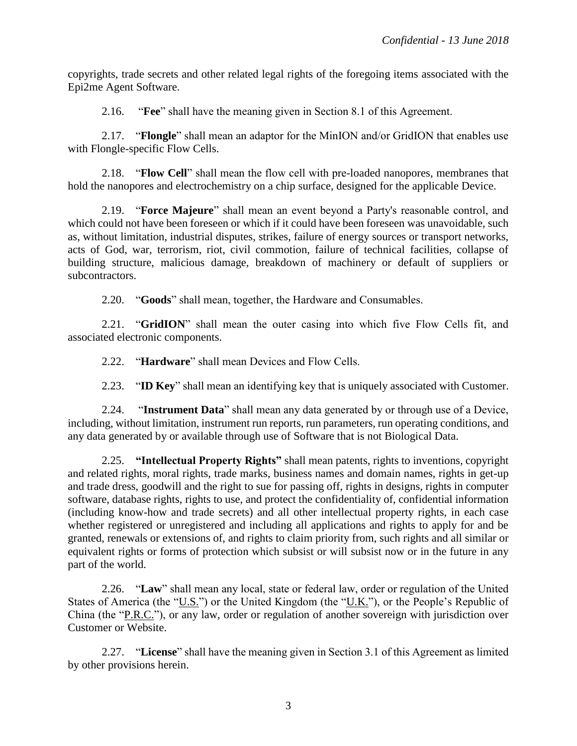copyrights, trade secrets and other related legal rights of the foregoing items associated with the Epi2me Agent Software.

2.16. "**Fee**" shall have the meaning given in Section 8.1 of this Agreement.

2.17. "**Flongle**" shall mean an adaptor for the MinION and/or GridION that enables use with Flongle-specific Flow Cells.

2.18. "**Flow Cell**" shall mean the flow cell with pre-loaded nanopores, membranes that hold the nanopores and electrochemistry on a chip surface, designed for the applicable Device.

2.19. "**Force Majeure**" shall mean an event beyond a Party's reasonable control, and which could not have been foreseen or which if it could have been foreseen was unavoidable, such as, without limitation, industrial disputes, strikes, failure of energy sources or transport networks, acts of God, war, terrorism, riot, civil commotion, failure of technical facilities, collapse of building structure, malicious damage, breakdown of machinery or default of suppliers or subcontractors.

2.20. "**Goods**" shall mean, together, the Hardware and Consumables.

2.21. "**GridION**" shall mean the outer casing into which five Flow Cells fit, and associated electronic components.

2.22. "**Hardware**" shall mean Devices and Flow Cells.

2.23. "**ID Key**" shall mean an identifying key that is uniquely associated with Customer.

2.24. "**Instrument Data**" shall mean any data generated by or through use of a Device, including, without limitation, instrument run reports, run parameters, run operating conditions, and any data generated by or available through use of Software that is not Biological Data.

2.25. **"Intellectual Property Rights"** shall mean patents, rights to inventions, copyright and related rights, moral rights, trade marks, business names and domain names, rights in get-up and trade dress, goodwill and the right to sue for passing off, rights in designs, rights in computer software, database rights, rights to use, and protect the confidentiality of, confidential information (including know-how and trade secrets) and all other intellectual property rights, in each case whether registered or unregistered and including all applications and rights to apply for and be granted, renewals or extensions of, and rights to claim priority from, such rights and all similar or equivalent rights or forms of protection which subsist or will subsist now or in the future in any part of the world.

2.26. "**Law**" shall mean any local, state or federal law, order or regulation of the United States of America (the "U.S.") or the United Kingdom (the "U.K."), or the People's Republic of China (the "P.R.C."), or any law, order or regulation of another sovereign with jurisdiction over Customer or Website.

2.27. "**License**" shall have the meaning given in Section 3.1 of this Agreement as limited by other provisions herein.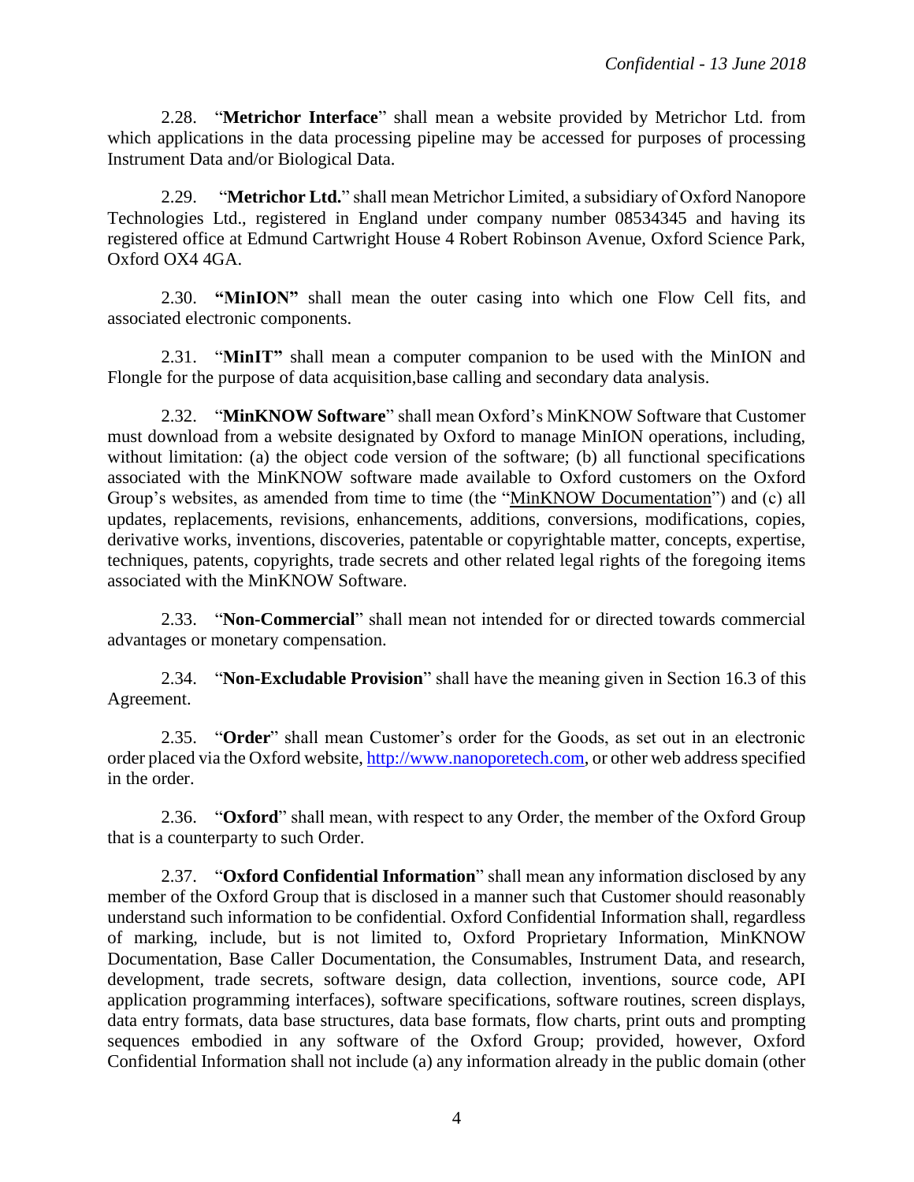2.28. "**Metrichor Interface**" shall mean a website provided by Metrichor Ltd. from which applications in the data processing pipeline may be accessed for purposes of processing Instrument Data and/or Biological Data.

2.29. "**Metrichor Ltd.**" shall mean Metrichor Limited, a subsidiary of Oxford Nanopore Technologies Ltd., registered in England under company number 08534345 and having its registered office at Edmund Cartwright House 4 Robert Robinson Avenue, Oxford Science Park, Oxford OX4 4GA.

2.30. **"MinION"** shall mean the outer casing into which one Flow Cell fits, and associated electronic components.

2.31. "**MinIT"** shall mean a computer companion to be used with the MinION and Flongle for the purpose of data acquisition,base calling and secondary data analysis.

2.32. "**MinKNOW Software**" shall mean Oxford's MinKNOW Software that Customer must download from a website designated by Oxford to manage MinION operations, including, without limitation: (a) the object code version of the software; (b) all functional specifications associated with the MinKNOW software made available to Oxford customers on the Oxford Group's websites, as amended from time to time (the "MinKNOW Documentation") and (c) all updates, replacements, revisions, enhancements, additions, conversions, modifications, copies, derivative works, inventions, discoveries, patentable or copyrightable matter, concepts, expertise, techniques, patents, copyrights, trade secrets and other related legal rights of the foregoing items associated with the MinKNOW Software.

2.33. "**Non-Commercial**" shall mean not intended for or directed towards commercial advantages or monetary compensation.

2.34. "**Non-Excludable Provision**" shall have the meaning given in Section 16.3 of this Agreement.

2.35. "**Order**" shall mean Customer's order for the Goods, as set out in an electronic order placed via the Oxford website, http://www.nanoporetech.com, or other web address specified in the order.

2.36. "**Oxford**" shall mean, with respect to any Order, the member of the Oxford Group that is a counterparty to such Order.

2.37. "**Oxford Confidential Information**" shall mean any information disclosed by any member of the Oxford Group that is disclosed in a manner such that Customer should reasonably understand such information to be confidential. Oxford Confidential Information shall, regardless of marking, include, but is not limited to, Oxford Proprietary Information, MinKNOW Documentation, Base Caller Documentation, the Consumables, Instrument Data, and research, development, trade secrets, software design, data collection, inventions, source code, API application programming interfaces), software specifications, software routines, screen displays, data entry formats, data base structures, data base formats, flow charts, print outs and prompting sequences embodied in any software of the Oxford Group; provided, however, Oxford Confidential Information shall not include (a) any information already in the public domain (other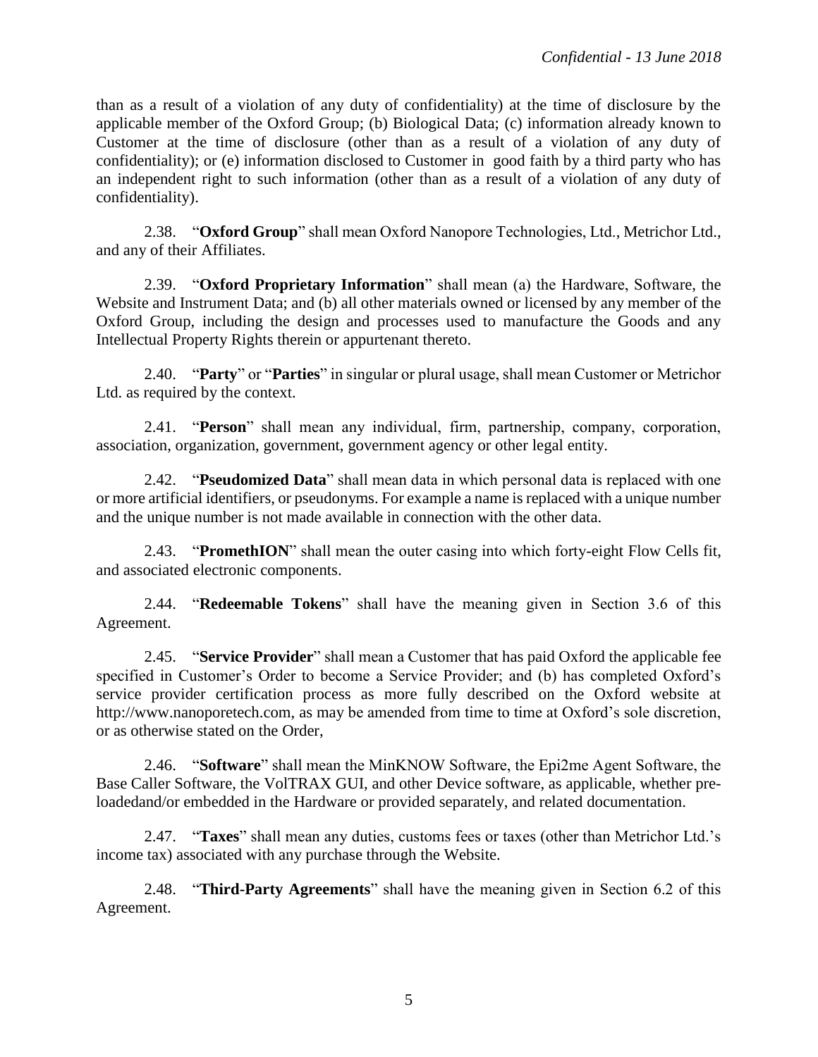than as a result of a violation of any duty of confidentiality) at the time of disclosure by the applicable member of the Oxford Group; (b) Biological Data; (c) information already known to Customer at the time of disclosure (other than as a result of a violation of any duty of confidentiality); or (e) information disclosed to Customer in good faith by a third party who has an independent right to such information (other than as a result of a violation of any duty of confidentiality).

2.38. "**Oxford Group**" shall mean Oxford Nanopore Technologies, Ltd., Metrichor Ltd., and any of their Affiliates.

2.39. "**Oxford Proprietary Information**" shall mean (a) the Hardware, Software, the Website and Instrument Data; and (b) all other materials owned or licensed by any member of the Oxford Group, including the design and processes used to manufacture the Goods and any Intellectual Property Rights therein or appurtenant thereto.

2.40. "**Party**" or "**Parties**" in singular or plural usage, shall mean Customer or Metrichor Ltd. as required by the context.

2.41. "**Person**" shall mean any individual, firm, partnership, company, corporation, association, organization, government, government agency or other legal entity.

2.42. "**Pseudomized Data**" shall mean data in which personal data is replaced with one or more artificial identifiers, or pseudonyms. For example a name is replaced with a unique number and the unique number is not made available in connection with the other data.

2.43. "**PromethION**" shall mean the outer casing into which forty-eight Flow Cells fit, and associated electronic components.

2.44. "**Redeemable Tokens**" shall have the meaning given in Section 3.6 of this Agreement.

2.45. "**Service Provider**" shall mean a Customer that has paid Oxford the applicable fee specified in Customer's Order to become a Service Provider; and (b) has completed Oxford's service provider certification process as more fully described on the Oxford website at http://www.nanoporetech.com, as may be amended from time to time at Oxford's sole discretion, or as otherwise stated on the Order,

2.46. "**Software**" shall mean the MinKNOW Software, the Epi2me Agent Software, the Base Caller Software, the VolTRAX GUI, and other Device software, as applicable, whether pre-loadedand/or embedded in the Hardware or provided separately, and related documentation.

2.47. "**Taxes**" shall mean any duties, customs fees or taxes (other than Metrichor Ltd.'s income tax) associated with any purchase through the Website.

2.48. "**Third-Party Agreements**" shall have the meaning given in Section 6.2 of this Agreement.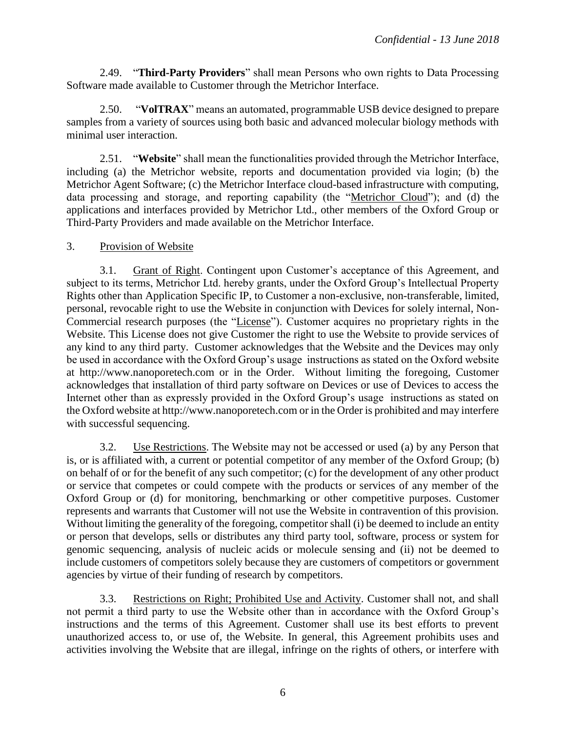2.49. "**Third-Party Providers**" shall mean Persons who own rights to Data Processing Software made available to Customer through the Metrichor Interface.

2.50. "**VolTRAX**" means an automated, programmable USB device designed to prepare samples from a variety of sources using both basic and advanced molecular biology methods with minimal user interaction.

2.51. "**Website**" shall mean the functionalities provided through the Metrichor Interface, including (a) the Metrichor website, reports and documentation provided via login; (b) the Metrichor Agent Software; (c) the Metrichor Interface cloud-based infrastructure with computing, data processing and storage, and reporting capability (the "Metrichor Cloud"); and (d) the applications and interfaces provided by Metrichor Ltd., other members of the Oxford Group or Third-Party Providers and made available on the Metrichor Interface.

3. Provision of Website

3.1. Grant of Right. Contingent upon Customer's acceptance of this Agreement, and subject to its terms, Metrichor Ltd. hereby grants, under the Oxford Group's Intellectual Property Rights other than Application Specific IP, to Customer a non-exclusive, non-transferable, limited, personal, revocable right to use the Website in conjunction with Devices for solely internal, Non-Commercial research purposes (the "License"). Customer acquires no proprietary rights in the Website. This License does not give Customer the right to use the Website to provide services of any kind to any third party. Customer acknowledges that the Website and the Devices may only be used in accordance with the Oxford Group's usage instructions as stated on the Oxford website at http://www.nanoporetech.com or in the Order. Without limiting the foregoing, Customer acknowledges that installation of third party software on Devices or use of Devices to access the Internet other than as expressly provided in the Oxford Group's usage instructions as stated on the Oxford website at http://www.nanoporetech.com or in the Order is prohibited and may interfere with successful sequencing.

3.2. Use Restrictions. The Website may not be accessed or used (a) by any Person that is, or is affiliated with, a current or potential competitor of any member of the Oxford Group; (b) on behalf of or for the benefit of any such competitor; (c) for the development of any other product or service that competes or could compete with the products or services of any member of the Oxford Group or (d) for monitoring, benchmarking or other competitive purposes. Customer represents and warrants that Customer will not use the Website in contravention of this provision. Without limiting the generality of the foregoing, competitor shall (i) be deemed to include an entity or person that develops, sells or distributes any third party tool, software, process or system for genomic sequencing, analysis of nucleic acids or molecule sensing and (ii) not be deemed to include customers of competitors solely because they are customers of competitors or government agencies by virtue of their funding of research by competitors.

3.3. Restrictions on Right; Prohibited Use and Activity. Customer shall not, and shall not permit a third party to use the Website other than in accordance with the Oxford Group's instructions and the terms of this Agreement. Customer shall use its best efforts to prevent unauthorized access to, or use of, the Website. In general, this Agreement prohibits uses and activities involving the Website that are illegal, infringe on the rights of others, or interfere with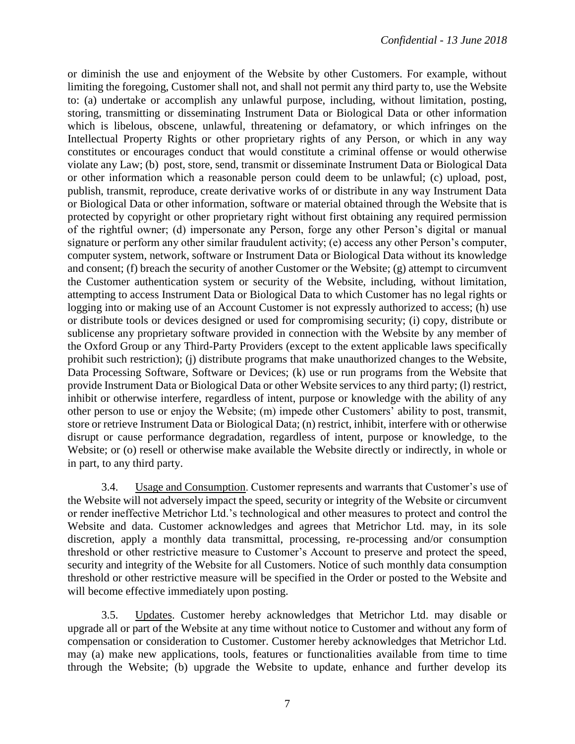or diminish the use and enjoyment of the Website by other Customers. For example, without limiting the foregoing, Customer shall not, and shall not permit any third party to, use the Website to: (a) undertake or accomplish any unlawful purpose, including, without limitation, posting, storing, transmitting or disseminating Instrument Data or Biological Data or other information which is libelous, obscene, unlawful, threatening or defamatory, or which infringes on the Intellectual Property Rights or other proprietary rights of any Person, or which in any way constitutes or encourages conduct that would constitute a criminal offense or would otherwise violate any Law; (b) post, store, send, transmit or disseminate Instrument Data or Biological Data or other information which a reasonable person could deem to be unlawful; (c) upload, post, publish, transmit, reproduce, create derivative works of or distribute in any way Instrument Data or Biological Data or other information, software or material obtained through the Website that is protected by copyright or other proprietary right without first obtaining any required permission of the rightful owner; (d) impersonate any Person, forge any other Person's digital or manual signature or perform any other similar fraudulent activity; (e) access any other Person's computer, computer system, network, software or Instrument Data or Biological Data without its knowledge and consent; (f) breach the security of another Customer or the Website; (g) attempt to circumvent the Customer authentication system or security of the Website, including, without limitation, attempting to access Instrument Data or Biological Data to which Customer has no legal rights or logging into or making use of an Account Customer is not expressly authorized to access; (h) use or distribute tools or devices designed or used for compromising security; (i) copy, distribute or sublicense any proprietary software provided in connection with the Website by any member of the Oxford Group or any Third-Party Providers (except to the extent applicable laws specifically prohibit such restriction); (j) distribute programs that make unauthorized changes to the Website, Data Processing Software, Software or Devices; (k) use or run programs from the Website that provide Instrument Data or Biological Data or other Website services to any third party; (l) restrict, inhibit or otherwise interfere, regardless of intent, purpose or knowledge with the ability of any other person to use or enjoy the Website; (m) impede other Customers' ability to post, transmit, store or retrieve Instrument Data or Biological Data; (n) restrict, inhibit, interfere with or otherwise disrupt or cause performance degradation, regardless of intent, purpose or knowledge, to the Website; or (o) resell or otherwise make available the Website directly or indirectly, in whole or in part, to any third party.

3.4. Usage and Consumption. Customer represents and warrants that Customer's use of the Website will not adversely impact the speed, security or integrity of the Website or circumvent or render ineffective Metrichor Ltd.'s technological and other measures to protect and control the Website and data. Customer acknowledges and agrees that Metrichor Ltd. may, in its sole discretion, apply a monthly data transmittal, processing, re-processing and/or consumption threshold or other restrictive measure to Customer's Account to preserve and protect the speed, security and integrity of the Website for all Customers. Notice of such monthly data consumption threshold or other restrictive measure will be specified in the Order or posted to the Website and will become effective immediately upon posting.

3.5. Updates. Customer hereby acknowledges that Metrichor Ltd. may disable or upgrade all or part of the Website at any time without notice to Customer and without any form of compensation or consideration to Customer. Customer hereby acknowledges that Metrichor Ltd. may (a) make new applications, tools, features or functionalities available from time to time through the Website; (b) upgrade the Website to update, enhance and further develop its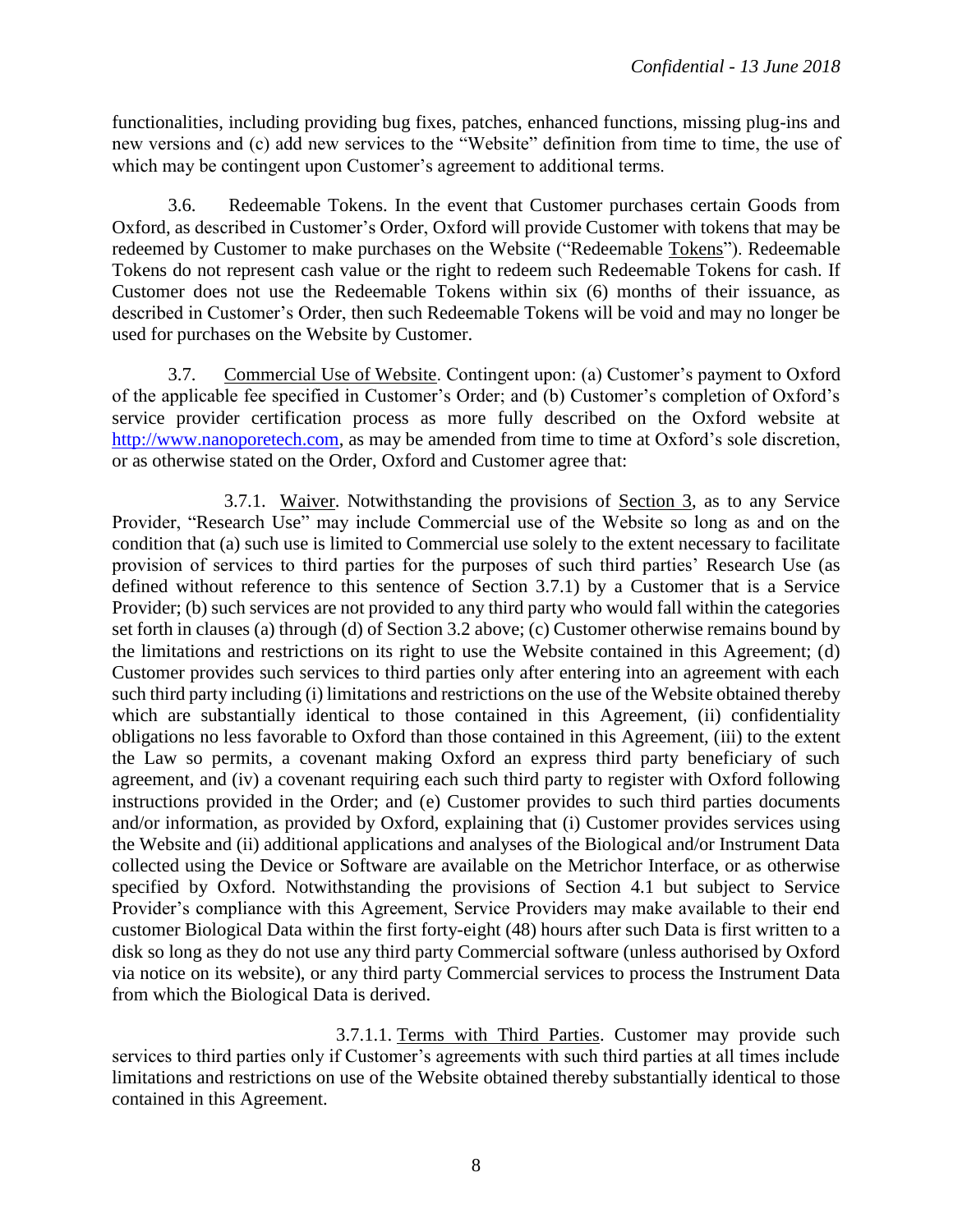functionalities, including providing bug fixes, patches, enhanced functions, missing plug-ins and new versions and (c) add new services to the "Website" definition from time to time, the use of which may be contingent upon Customer's agreement to additional terms.

3.6. Redeemable Tokens. In the event that Customer purchases certain Goods from Oxford, as described in Customer's Order, Oxford will provide Customer with tokens that may be redeemed by Customer to make purchases on the Website ("Redeemable Tokens"). Redeemable Tokens do not represent cash value or the right to redeem such Redeemable Tokens for cash. If Customer does not use the Redeemable Tokens within six (6) months of their issuance, as described in Customer's Order, then such Redeemable Tokens will be void and may no longer be used for purchases on the Website by Customer.

3.7. Commercial Use of Website. Contingent upon: (a) Customer's payment to Oxford of the applicable fee specified in Customer's Order; and (b) Customer's completion of Oxford's service provider certification process as more fully described on the Oxford website at http://www.nanoporetech.com, as may be amended from time to time at Oxford's sole discretion, or as otherwise stated on the Order, Oxford and Customer agree that:

3.7.1. Waiver. Notwithstanding the provisions of Section 3, as to any Service Provider, "Research Use" may include Commercial use of the Website so long as and on the condition that (a) such use is limited to Commercial use solely to the extent necessary to facilitate provision of services to third parties for the purposes of such third parties' Research Use (as defined without reference to this sentence of Section 3.7.1) by a Customer that is a Service Provider; (b) such services are not provided to any third party who would fall within the categories set forth in clauses (a) through (d) of Section 3.2 above; (c) Customer otherwise remains bound by the limitations and restrictions on its right to use the Website contained in this Agreement; (d) Customer provides such services to third parties only after entering into an agreement with each such third party including (i) limitations and restrictions on the use of the Website obtained thereby which are substantially identical to those contained in this Agreement, (ii) confidentiality obligations no less favorable to Oxford than those contained in this Agreement, (iii) to the extent the Law so permits, a covenant making Oxford an express third party beneficiary of such agreement, and (iv) a covenant requiring each such third party to register with Oxford following instructions provided in the Order; and (e) Customer provides to such third parties documents and/or information, as provided by Oxford, explaining that (i) Customer provides services using the Website and (ii) additional applications and analyses of the Biological and/or Instrument Data collected using the Device or Software are available on the Metrichor Interface, or as otherwise specified by Oxford. Notwithstanding the provisions of Section 4.1 but subject to Service Provider's compliance with this Agreement, Service Providers may make available to their end customer Biological Data within the first forty-eight (48) hours after such Data is first written to a disk so long as they do not use any third party Commercial software (unless authorised by Oxford via notice on its website), or any third party Commercial services to process the Instrument Data from which the Biological Data is derived.

3.7.1.1. Terms with Third Parties. Customer may provide such services to third parties only if Customer's agreements with such third parties at all times include limitations and restrictions on use of the Website obtained thereby substantially identical to those contained in this Agreement.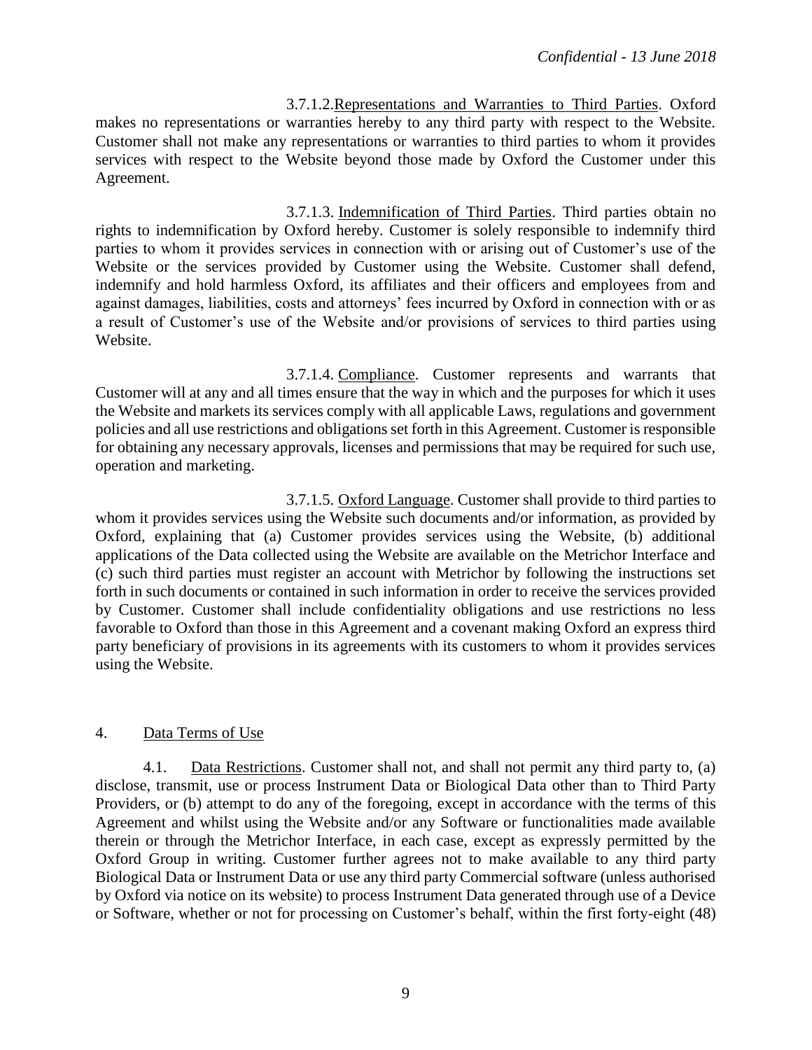3.7.1.2. Representations and Warranties to Third Parties. Oxford makes no representations or warranties hereby to any third party with respect to the Website. Customer shall not make any representations or warranties to third parties to whom it provides services with respect to the Website beyond those made by Oxford the Customer under this Agreement.

3.7.1.3. Indemnification of Third Parties. Third parties obtain no rights to indemnification by Oxford hereby. Customer is solely responsible to indemnify third parties to whom it provides services in connection with or arising out of Customer's use of the Website or the services provided by Customer using the Website. Customer shall defend, indemnify and hold harmless Oxford, its affiliates and their officers and employees from and against damages, liabilities, costs and attorneys' fees incurred by Oxford in connection with or as a result of Customer's use of the Website and/or provisions of services to third parties using Website.

3.7.1.4. Compliance. Customer represents and warrants that Customer will at any and all times ensure that the way in which and the purposes for which it uses the Website and markets its services comply with all applicable Laws, regulations and government policies and all use restrictions and obligations set forth in this Agreement. Customer is responsible for obtaining any necessary approvals, licenses and permissions that may be required for such use, operation and marketing.

3.7.1.5. Oxford Language. Customer shall provide to third parties to whom it provides services using the Website such documents and/or information, as provided by Oxford, explaining that (a) Customer provides services using the Website, (b) additional applications of the Data collected using the Website are available on the Metrichor Interface and (c) such third parties must register an account with Metrichor by following the instructions set forth in such documents or contained in such information in order to receive the services provided by Customer. Customer shall include confidentiality obligations and use restrictions no less favorable to Oxford than those in this Agreement and a covenant making Oxford an express third party beneficiary of provisions in its agreements with its customers to whom it provides services using the Website.

## 4. Data Terms of Use

4.1. Data Restrictions. Customer shall not, and shall not permit any third party to, (a) disclose, transmit, use or process Instrument Data or Biological Data other than to Third Party Providers, or (b) attempt to do any of the foregoing, except in accordance with the terms of this Agreement and whilst using the Website and/or any Software or functionalities made available therein or through the Metrichor Interface, in each case, except as expressly permitted by the Oxford Group in writing. Customer further agrees not to make available to any third party Biological Data or Instrument Data or use any third party Commercial software (unless authorised by Oxford via notice on its website) to process Instrument Data generated through use of a Device or Software, whether or not for processing on Customer's behalf, within the first forty-eight (48)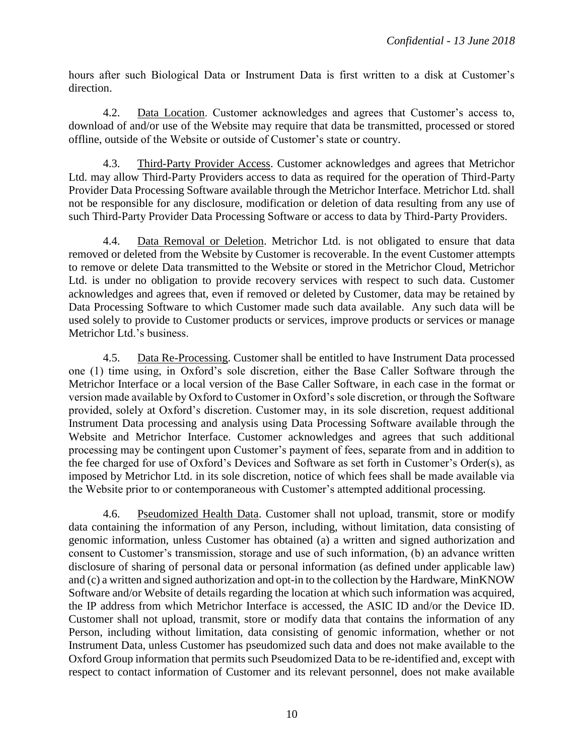hours after such Biological Data or Instrument Data is first written to a disk at Customer's direction.

4.2. Data Location. Customer acknowledges and agrees that Customer's access to, download of and/or use of the Website may require that data be transmitted, processed or stored offline, outside of the Website or outside of Customer's state or country.

4.3. Third-Party Provider Access. Customer acknowledges and agrees that Metrichor Ltd. may allow Third-Party Providers access to data as required for the operation of Third-Party Provider Data Processing Software available through the Metrichor Interface. Metrichor Ltd. shall not be responsible for any disclosure, modification or deletion of data resulting from any use of such Third-Party Provider Data Processing Software or access to data by Third-Party Providers.

4.4. Data Removal or Deletion. Metrichor Ltd. is not obligated to ensure that data removed or deleted from the Website by Customer is recoverable. In the event Customer attempts to remove or delete Data transmitted to the Website or stored in the Metrichor Cloud, Metrichor Ltd. is under no obligation to provide recovery services with respect to such data. Customer acknowledges and agrees that, even if removed or deleted by Customer, data may be retained by Data Processing Software to which Customer made such data available. Any such data will be used solely to provide to Customer products or services, improve products or services or manage Metrichor Ltd.'s business.

4.5. Data Re-Processing. Customer shall be entitled to have Instrument Data processed one (1) time using, in Oxford's sole discretion, either the Base Caller Software through the Metrichor Interface or a local version of the Base Caller Software, in each case in the format or version made available by Oxford to Customer in Oxford's sole discretion, or through the Software provided, solely at Oxford's discretion. Customer may, in its sole discretion, request additional Instrument Data processing and analysis using Data Processing Software available through the Website and Metrichor Interface. Customer acknowledges and agrees that such additional processing may be contingent upon Customer's payment of fees, separate from and in addition to the fee charged for use of Oxford's Devices and Software as set forth in Customer's Order(s), as imposed by Metrichor Ltd. in its sole discretion, notice of which fees shall be made available via the Website prior to or contemporaneous with Customer's attempted additional processing.

4.6. Pseudomized Health Data. Customer shall not upload, transmit, store or modify data containing the information of any Person, including, without limitation, data consisting of genomic information, unless Customer has obtained (a) a written and signed authorization and consent to Customer's transmission, storage and use of such information, (b) an advance written disclosure of sharing of personal data or personal information (as defined under applicable law) and (c) a written and signed authorization and opt-in to the collection by the Hardware, MinKNOW Software and/or Website of details regarding the location at which such information was acquired, the IP address from which Metrichor Interface is accessed, the ASIC ID and/or the Device ID. Customer shall not upload, transmit, store or modify data that contains the information of any Person, including without limitation, data consisting of genomic information, whether or not Instrument Data, unless Customer has pseudomized such data and does not make available to the Oxford Group information that permits such Pseudomized Data to be re-identified and, except with respect to contact information of Customer and its relevant personnel, does not make available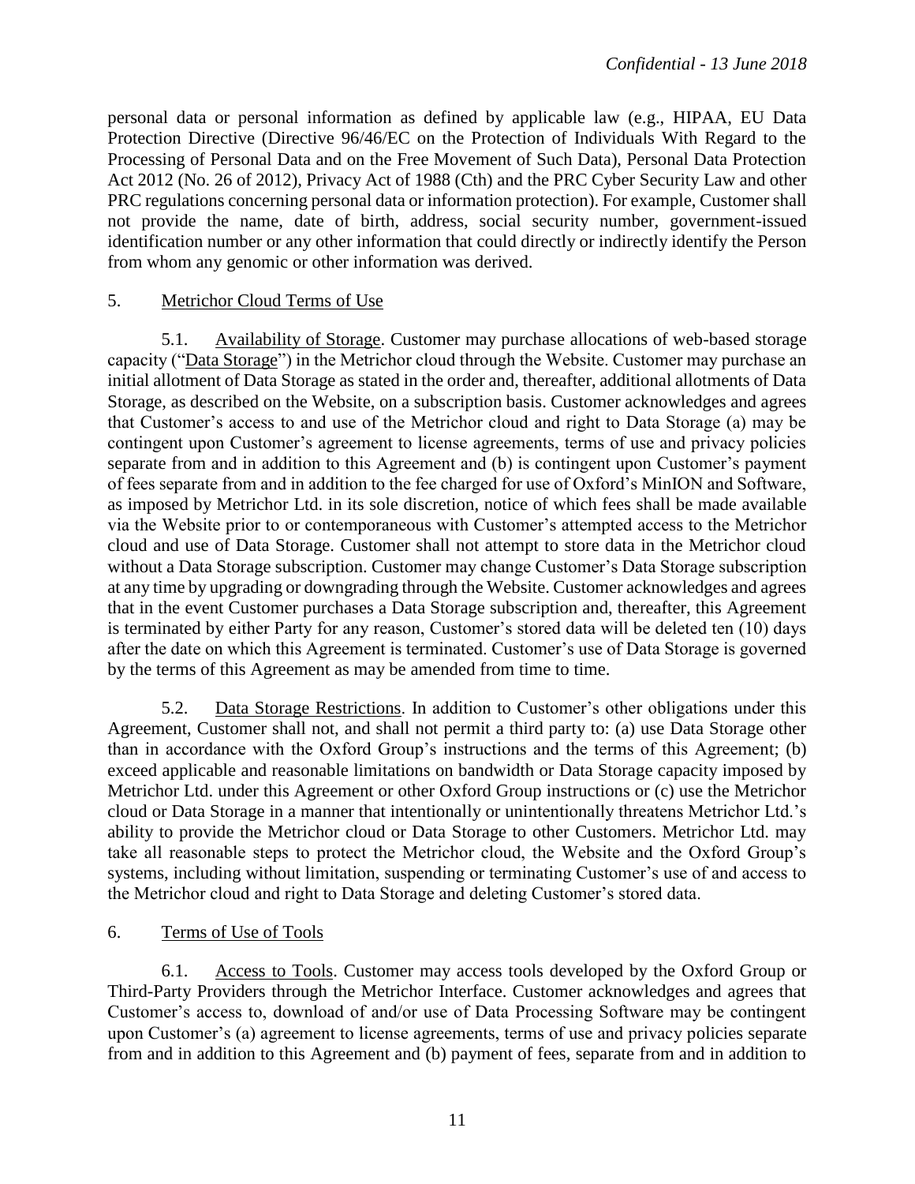personal data or personal information as defined by applicable law (e.g., HIPAA, EU Data Protection Directive (Directive 96/46/EC on the Protection of Individuals With Regard to the Processing of Personal Data and on the Free Movement of Such Data), Personal Data Protection Act 2012 (No. 26 of 2012), Privacy Act of 1988 (Cth) and the PRC Cyber Security Law and other PRC regulations concerning personal data or information protection). For example, Customer shall not provide the name, date of birth, address, social security number, government-issued identification number or any other information that could directly or indirectly identify the Person from whom any genomic or other information was derived.

5. Metrichor Cloud Terms of Use

5.1. Availability of Storage. Customer may purchase allocations of web-based storage capacity ("Data Storage") in the Metrichor cloud through the Website. Customer may purchase an initial allotment of Data Storage as stated in the order and, thereafter, additional allotments of Data Storage, as described on the Website, on a subscription basis. Customer acknowledges and agrees that Customer's access to and use of the Metrichor cloud and right to Data Storage (a) may be contingent upon Customer's agreement to license agreements, terms of use and privacy policies separate from and in addition to this Agreement and (b) is contingent upon Customer's payment of fees separate from and in addition to the fee charged for use of Oxford's MinION and Software, as imposed by Metrichor Ltd. in its sole discretion, notice of which fees shall be made available via the Website prior to or contemporaneous with Customer's attempted access to the Metrichor cloud and use of Data Storage. Customer shall not attempt to store data in the Metrichor cloud without a Data Storage subscription. Customer may change Customer's Data Storage subscription at any time by upgrading or downgrading through the Website. Customer acknowledges and agrees that in the event Customer purchases a Data Storage subscription and, thereafter, this Agreement is terminated by either Party for any reason, Customer's stored data will be deleted ten (10) days after the date on which this Agreement is terminated. Customer's use of Data Storage is governed by the terms of this Agreement as may be amended from time to time.

5.2. Data Storage Restrictions. In addition to Customer's other obligations under this Agreement, Customer shall not, and shall not permit a third party to: (a) use Data Storage other than in accordance with the Oxford Group's instructions and the terms of this Agreement; (b) exceed applicable and reasonable limitations on bandwidth or Data Storage capacity imposed by Metrichor Ltd. under this Agreement or other Oxford Group instructions or (c) use the Metrichor cloud or Data Storage in a manner that intentionally or unintentionally threatens Metrichor Ltd.'s ability to provide the Metrichor cloud or Data Storage to other Customers. Metrichor Ltd. may take all reasonable steps to protect the Metrichor cloud, the Website and the Oxford Group's systems, including without limitation, suspending or terminating Customer's use of and access to the Metrichor cloud and right to Data Storage and deleting Customer's stored data.

6. Terms of Use of Tools

6.1. Access to Tools. Customer may access tools developed by the Oxford Group or Third-Party Providers through the Metrichor Interface. Customer acknowledges and agrees that Customer's access to, download of and/or use of Data Processing Software may be contingent upon Customer's (a) agreement to license agreements, terms of use and privacy policies separate from and in addition to this Agreement and (b) payment of fees, separate from and in addition to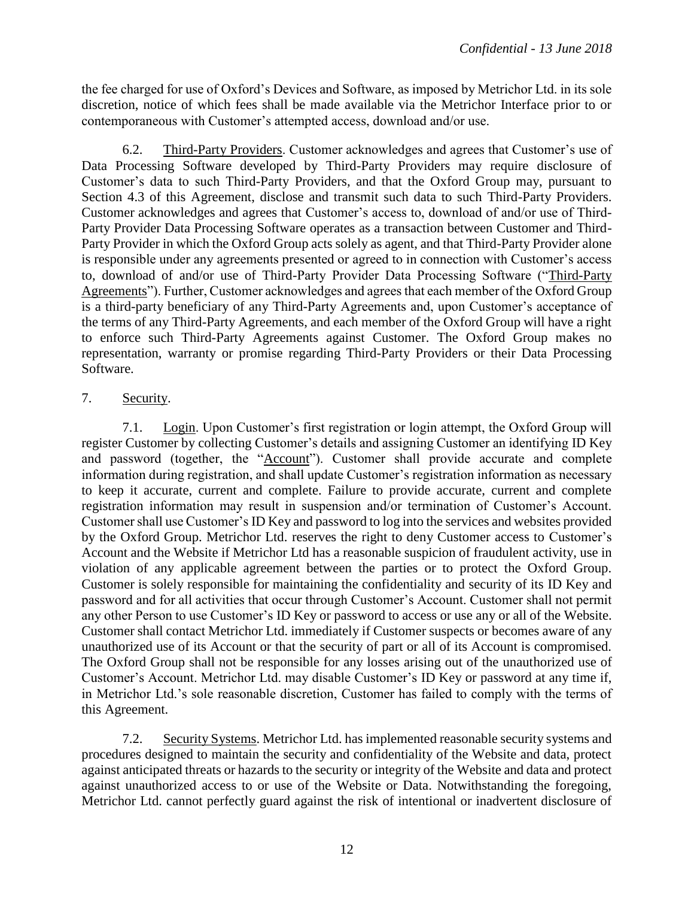the fee charged for use of Oxford's Devices and Software, as imposed by Metrichor Ltd. in its sole discretion, notice of which fees shall be made available via the Metrichor Interface prior to or contemporaneous with Customer's attempted access, download and/or use.

6.2. Third-Party Providers. Customer acknowledges and agrees that Customer's use of Data Processing Software developed by Third-Party Providers may require disclosure of Customer's data to such Third-Party Providers, and that the Oxford Group may, pursuant to Section 4.3 of this Agreement, disclose and transmit such data to such Third-Party Providers. Customer acknowledges and agrees that Customer's access to, download of and/or use of Third-Party Provider Data Processing Software operates as a transaction between Customer and Third-Party Provider in which the Oxford Group acts solely as agent, and that Third-Party Provider alone is responsible under any agreements presented or agreed to in connection with Customer's access to, download of and/or use of Third-Party Provider Data Processing Software ("Third-Party Agreements"). Further, Customer acknowledges and agrees that each member of the Oxford Group is a third-party beneficiary of any Third-Party Agreements and, upon Customer's acceptance of the terms of any Third-Party Agreements, and each member of the Oxford Group will have a right to enforce such Third-Party Agreements against Customer. The Oxford Group makes no representation, warranty or promise regarding Third-Party Providers or their Data Processing Software.

7. Security.

7.1. Login. Upon Customer's first registration or login attempt, the Oxford Group will register Customer by collecting Customer's details and assigning Customer an identifying ID Key and password (together, the "Account"). Customer shall provide accurate and complete information during registration, and shall update Customer's registration information as necessary to keep it accurate, current and complete. Failure to provide accurate, current and complete registration information may result in suspension and/or termination of Customer's Account. Customer shall use Customer's ID Key and password to log into the services and websites provided by the Oxford Group. Metrichor Ltd. reserves the right to deny Customer access to Customer's Account and the Website if Metrichor Ltd has a reasonable suspicion of fraudulent activity, use in violation of any applicable agreement between the parties or to protect the Oxford Group. Customer is solely responsible for maintaining the confidentiality and security of its ID Key and password and for all activities that occur through Customer's Account. Customer shall not permit any other Person to use Customer's ID Key or password to access or use any or all of the Website. Customer shall contact Metrichor Ltd. immediately if Customer suspects or becomes aware of any unauthorized use of its Account or that the security of part or all of its Account is compromised. The Oxford Group shall not be responsible for any losses arising out of the unauthorized use of Customer's Account. Metrichor Ltd. may disable Customer's ID Key or password at any time if, in Metrichor Ltd.'s sole reasonable discretion, Customer has failed to comply with the terms of this Agreement.

7.2. Security Systems. Metrichor Ltd. has implemented reasonable security systems and procedures designed to maintain the security and confidentiality of the Website and data, protect against anticipated threats or hazards to the security or integrity of the Website and data and protect against unauthorized access to or use of the Website or Data. Notwithstanding the foregoing, Metrichor Ltd. cannot perfectly guard against the risk of intentional or inadvertent disclosure of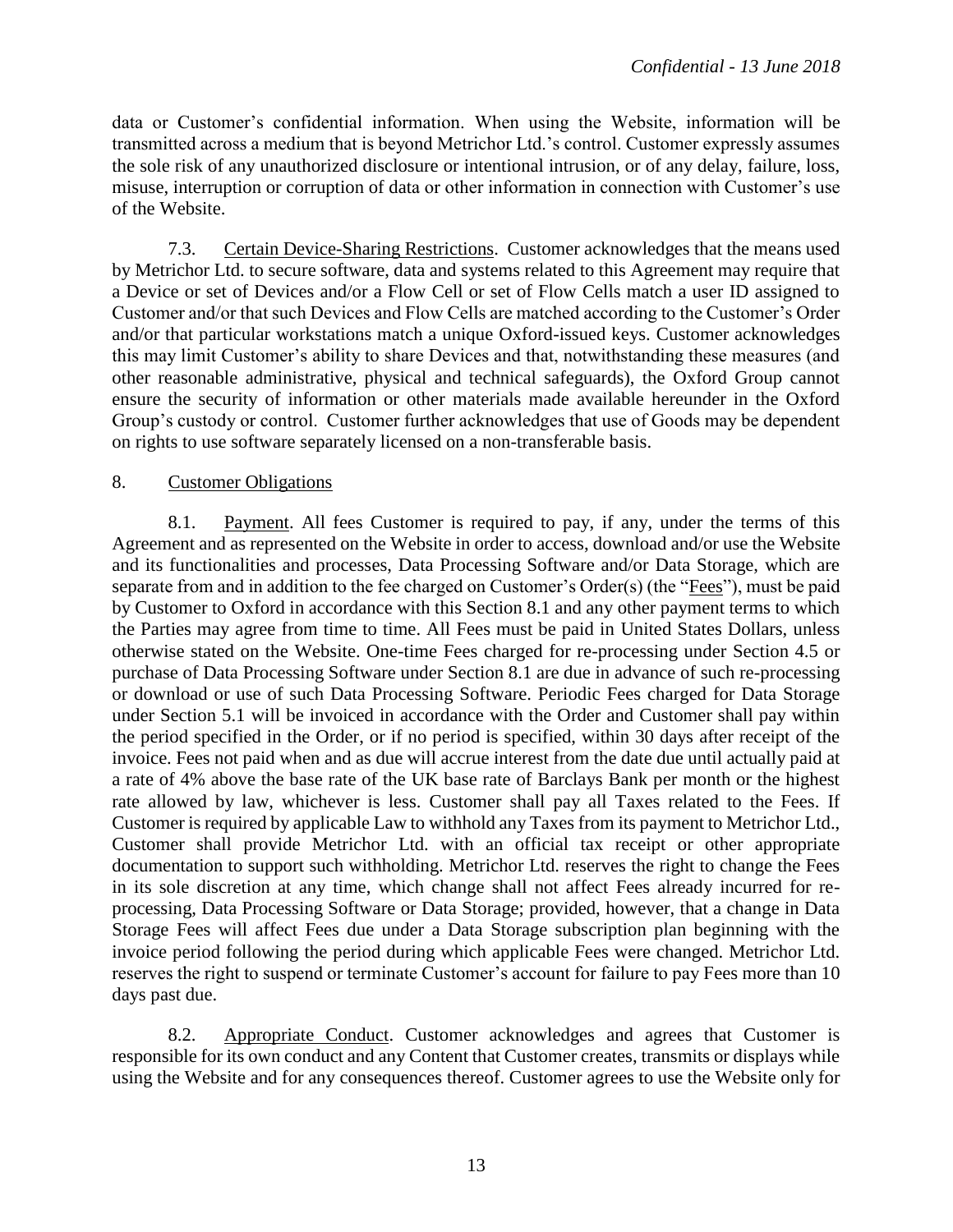data or Customer's confidential information. When using the Website, information will be transmitted across a medium that is beyond Metrichor Ltd.'s control. Customer expressly assumes the sole risk of any unauthorized disclosure or intentional intrusion, or of any delay, failure, loss, misuse, interruption or corruption of data or other information in connection with Customer's use of the Website.

7.3. Certain Device-Sharing Restrictions. Customer acknowledges that the means used by Metrichor Ltd. to secure software, data and systems related to this Agreement may require that a Device or set of Devices and/or a Flow Cell or set of Flow Cells match a user ID assigned to Customer and/or that such Devices and Flow Cells are matched according to the Customer's Order and/or that particular workstations match a unique Oxford-issued keys. Customer acknowledges this may limit Customer's ability to share Devices and that, notwithstanding these measures (and other reasonable administrative, physical and technical safeguards), the Oxford Group cannot ensure the security of information or other materials made available hereunder in the Oxford Group's custody or control. Customer further acknowledges that use of Goods may be dependent on rights to use software separately licensed on a non-transferable basis.

8. Customer Obligations

8.1. Payment. All fees Customer is required to pay, if any, under the terms of this Agreement and as represented on the Website in order to access, download and/or use the Website and its functionalities and processes, Data Processing Software and/or Data Storage, which are separate from and in addition to the fee charged on Customer's Order(s) (the "Fees"), must be paid by Customer to Oxford in accordance with this Section 8.1 and any other payment terms to which the Parties may agree from time to time. All Fees must be paid in United States Dollars, unless otherwise stated on the Website. One-time Fees charged for re-processing under Section 4.5 or purchase of Data Processing Software under Section 8.1 are due in advance of such re-processing or download or use of such Data Processing Software. Periodic Fees charged for Data Storage under Section 5.1 will be invoiced in accordance with the Order and Customer shall pay within the period specified in the Order, or if no period is specified, within 30 days after receipt of the invoice. Fees not paid when and as due will accrue interest from the date due until actually paid at a rate of 4% above the base rate of the UK base rate of Barclays Bank per month or the highest rate allowed by law, whichever is less. Customer shall pay all Taxes related to the Fees. If Customer is required by applicable Law to withhold any Taxes from its payment to Metrichor Ltd., Customer shall provide Metrichor Ltd. with an official tax receipt or other appropriate documentation to support such withholding. Metrichor Ltd. reserves the right to change the Fees in its sole discretion at any time, which change shall not affect Fees already incurred for re-processing, Data Processing Software or Data Storage; provided, however, that a change in Data Storage Fees will affect Fees due under a Data Storage subscription plan beginning with the invoice period following the period during which applicable Fees were changed. Metrichor Ltd. reserves the right to suspend or terminate Customer's account for failure to pay Fees more than 10 days past due.

8.2. Appropriate Conduct. Customer acknowledges and agrees that Customer is responsible for its own conduct and any Content that Customer creates, transmits or displays while using the Website and for any consequences thereof. Customer agrees to use the Website only for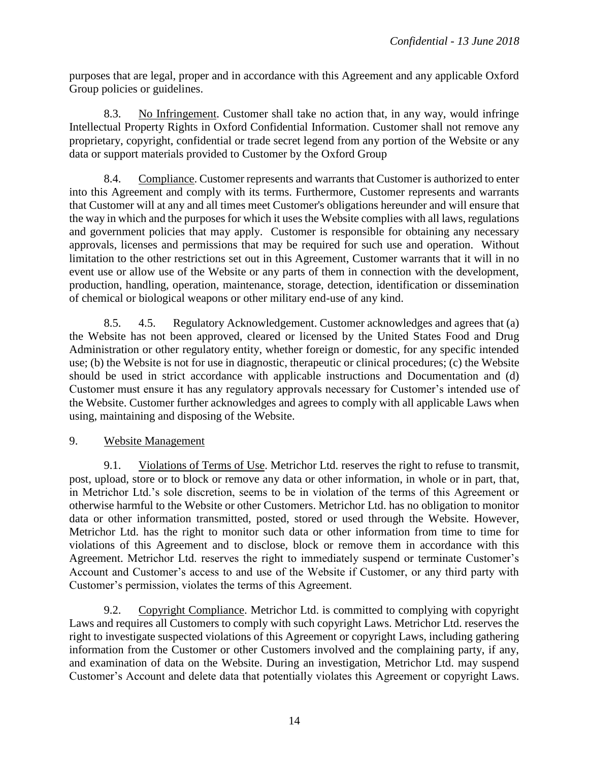purposes that are legal, proper and in accordance with this Agreement and any applicable Oxford Group policies or guidelines.

8.3. No Infringement. Customer shall take no action that, in any way, would infringe Intellectual Property Rights in Oxford Confidential Information. Customer shall not remove any proprietary, copyright, confidential or trade secret legend from any portion of the Website or any data or support materials provided to Customer by the Oxford Group

8.4. Compliance. Customer represents and warrants that Customer is authorized to enter into this Agreement and comply with its terms. Furthermore, Customer represents and warrants that Customer will at any and all times meet Customer's obligations hereunder and will ensure that the way in which and the purposes for which it uses the Website complies with all laws, regulations and government policies that may apply. Customer is responsible for obtaining any necessary approvals, licenses and permissions that may be required for such use and operation. Without limitation to the other restrictions set out in this Agreement, Customer warrants that it will in no event use or allow use of the Website or any parts of them in connection with the development, production, handling, operation, maintenance, storage, detection, identification or dissemination of chemical or biological weapons or other military end-use of any kind.

8.5. 4.5. Regulatory Acknowledgement. Customer acknowledges and agrees that (a) the Website has not been approved, cleared or licensed by the United States Food and Drug Administration or other regulatory entity, whether foreign or domestic, for any specific intended use; (b) the Website is not for use in diagnostic, therapeutic or clinical procedures; (c) the Website should be used in strict accordance with applicable instructions and Documentation and (d) Customer must ensure it has any regulatory approvals necessary for Customer's intended use of the Website. Customer further acknowledges and agrees to comply with all applicable Laws when using, maintaining and disposing of the Website.

9. Website Management

9.1. Violations of Terms of Use. Metrichor Ltd. reserves the right to refuse to transmit, post, upload, store or to block or remove any data or other information, in whole or in part, that, in Metrichor Ltd.'s sole discretion, seems to be in violation of the terms of this Agreement or otherwise harmful to the Website or other Customers. Metrichor Ltd. has no obligation to monitor data or other information transmitted, posted, stored or used through the Website. However, Metrichor Ltd. has the right to monitor such data or other information from time to time for violations of this Agreement and to disclose, block or remove them in accordance with this Agreement. Metrichor Ltd. reserves the right to immediately suspend or terminate Customer's Account and Customer's access to and use of the Website if Customer, or any third party with Customer's permission, violates the terms of this Agreement.

9.2. Copyright Compliance. Metrichor Ltd. is committed to complying with copyright Laws and requires all Customers to comply with such copyright Laws. Metrichor Ltd. reserves the right to investigate suspected violations of this Agreement or copyright Laws, including gathering information from the Customer or other Customers involved and the complaining party, if any, and examination of data on the Website. During an investigation, Metrichor Ltd. may suspend Customer's Account and delete data that potentially violates this Agreement or copyright Laws.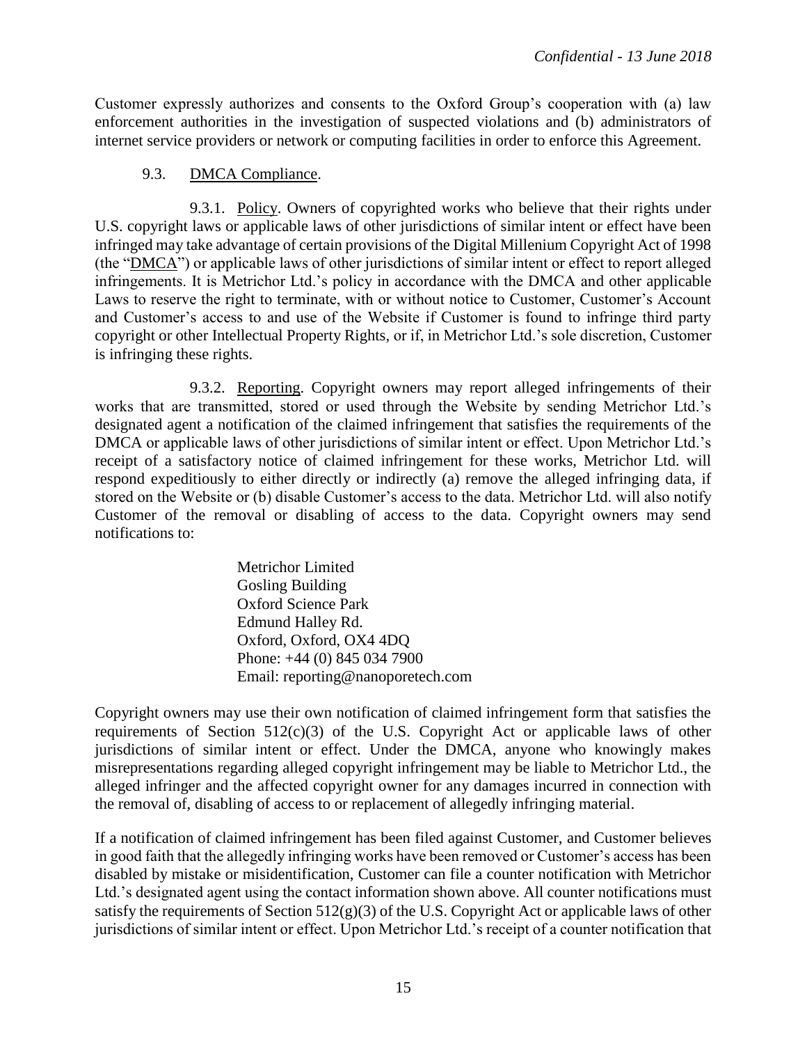Customer expressly authorizes and consents to the Oxford Group's cooperation with (a) law enforcement authorities in the investigation of suspected violations and (b) administrators of internet service providers or network or computing facilities in order to enforce this Agreement.

9.3. DMCA Compliance.

9.3.1. Policy. Owners of copyrighted works who believe that their rights under U.S. copyright laws or applicable laws of other jurisdictions of similar intent or effect have been infringed may take advantage of certain provisions of the Digital Millenium Copyright Act of 1998 (the "DMCA") or applicable laws of other jurisdictions of similar intent or effect to report alleged infringements. It is Metrichor Ltd.'s policy in accordance with the DMCA and other applicable Laws to reserve the right to terminate, with or without notice to Customer, Customer's Account and Customer's access to and use of the Website if Customer is found to infringe third party copyright or other Intellectual Property Rights, or if, in Metrichor Ltd.'s sole discretion, Customer is infringing these rights.

9.3.2. Reporting. Copyright owners may report alleged infringements of their works that are transmitted, stored or used through the Website by sending Metrichor Ltd.'s designated agent a notification of the claimed infringement that satisfies the requirements of the DMCA or applicable laws of other jurisdictions of similar intent or effect. Upon Metrichor Ltd.'s receipt of a satisfactory notice of claimed infringement for these works, Metrichor Ltd. will respond expeditiously to either directly or indirectly (a) remove the alleged infringing data, if stored on the Website or (b) disable Customer's access to the data. Metrichor Ltd. will also notify Customer of the removal or disabling of access to the data. Copyright owners may send notifications to:

Metrichor Limited
Gosling Building
Oxford Science Park
Edmund Halley Rd.
Oxford, Oxford, OX4 4DQ
Phone: +44 (0) 845 034 7900
Email: reporting@nanoporetech.com

Copyright owners may use their own notification of claimed infringement form that satisfies the requirements of Section 512(c)(3) of the U.S. Copyright Act or applicable laws of other jurisdictions of similar intent or effect. Under the DMCA, anyone who knowingly makes misrepresentations regarding alleged copyright infringement may be liable to Metrichor Ltd., the alleged infringer and the affected copyright owner for any damages incurred in connection with the removal of, disabling of access to or replacement of allegedly infringing material.

If a notification of claimed infringement has been filed against Customer, and Customer believes in good faith that the allegedly infringing works have been removed or Customer's access has been disabled by mistake or misidentification, Customer can file a counter notification with Metrichor Ltd.'s designated agent using the contact information shown above. All counter notifications must satisfy the requirements of Section 512(g)(3) of the U.S. Copyright Act or applicable laws of other jurisdictions of similar intent or effect. Upon Metrichor Ltd.'s receipt of a counter notification that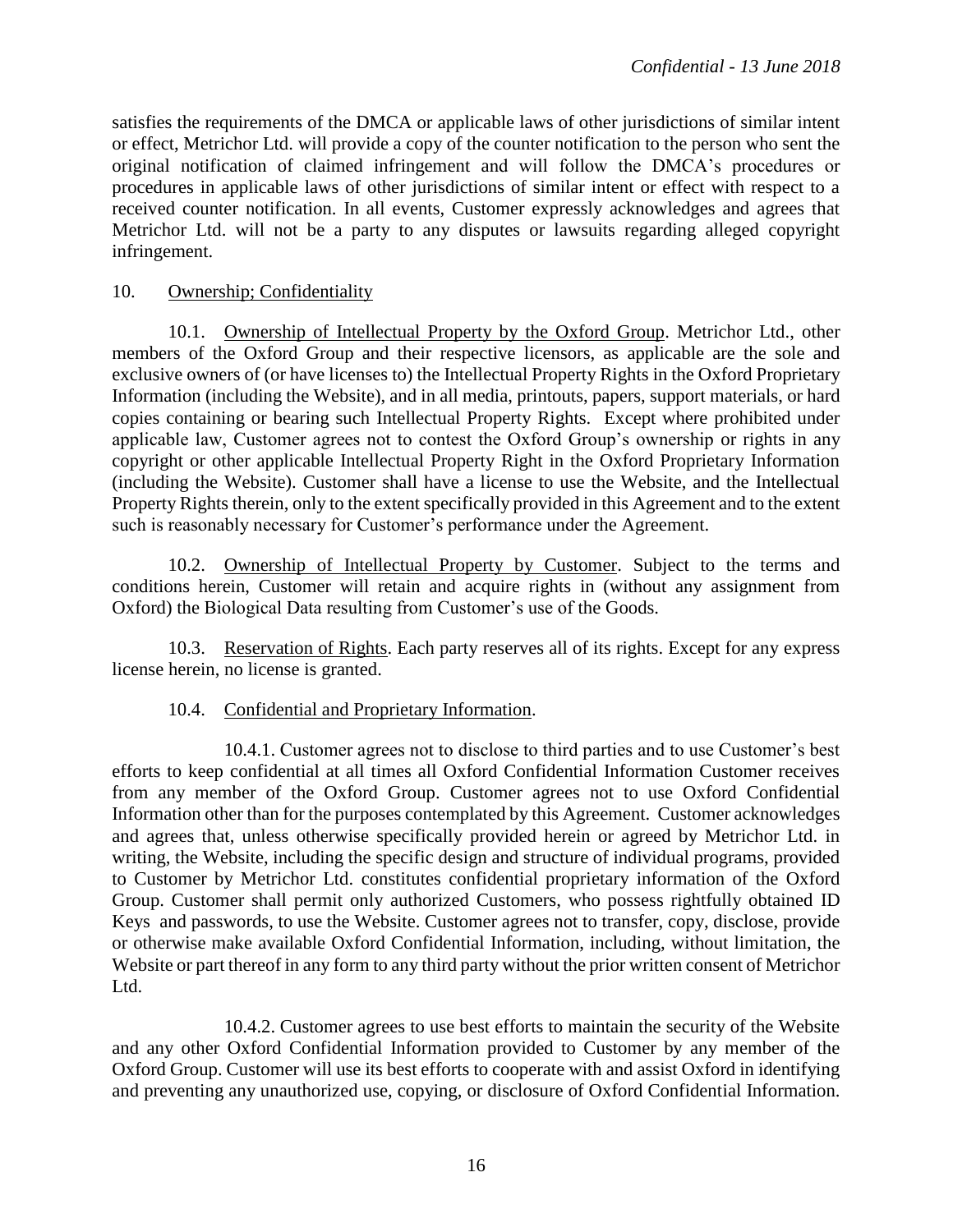satisfies the requirements of the DMCA or applicable laws of other jurisdictions of similar intent or effect, Metrichor Ltd. will provide a copy of the counter notification to the person who sent the original notification of claimed infringement and will follow the DMCA's procedures or procedures in applicable laws of other jurisdictions of similar intent or effect with respect to a received counter notification. In all events, Customer expressly acknowledges and agrees that Metrichor Ltd. will not be a party to any disputes or lawsuits regarding alleged copyright infringement.

10. Ownership; Confidentiality

10.1. Ownership of Intellectual Property by the Oxford Group. Metrichor Ltd., other members of the Oxford Group and their respective licensors, as applicable are the sole and exclusive owners of (or have licenses to) the Intellectual Property Rights in the Oxford Proprietary Information (including the Website), and in all media, printouts, papers, support materials, or hard copies containing or bearing such Intellectual Property Rights. Except where prohibited under applicable law, Customer agrees not to contest the Oxford Group's ownership or rights in any copyright or other applicable Intellectual Property Right in the Oxford Proprietary Information (including the Website). Customer shall have a license to use the Website, and the Intellectual Property Rights therein, only to the extent specifically provided in this Agreement and to the extent such is reasonably necessary for Customer's performance under the Agreement.

10.2. Ownership of Intellectual Property by Customer. Subject to the terms and conditions herein, Customer will retain and acquire rights in (without any assignment from Oxford) the Biological Data resulting from Customer's use of the Goods.

10.3. Reservation of Rights. Each party reserves all of its rights. Except for any express license herein, no license is granted.

10.4. Confidential and Proprietary Information.

10.4.1. Customer agrees not to disclose to third parties and to use Customer's best efforts to keep confidential at all times all Oxford Confidential Information Customer receives from any member of the Oxford Group. Customer agrees not to use Oxford Confidential Information other than for the purposes contemplated by this Agreement. Customer acknowledges and agrees that, unless otherwise specifically provided herein or agreed by Metrichor Ltd. in writing, the Website, including the specific design and structure of individual programs, provided to Customer by Metrichor Ltd. constitutes confidential proprietary information of the Oxford Group. Customer shall permit only authorized Customers, who possess rightfully obtained ID Keys and passwords, to use the Website. Customer agrees not to transfer, copy, disclose, provide or otherwise make available Oxford Confidential Information, including, without limitation, the Website or part thereof in any form to any third party without the prior written consent of Metrichor Ltd.

10.4.2. Customer agrees to use best efforts to maintain the security of the Website and any other Oxford Confidential Information provided to Customer by any member of the Oxford Group. Customer will use its best efforts to cooperate with and assist Oxford in identifying and preventing any unauthorized use, copying, or disclosure of Oxford Confidential Information.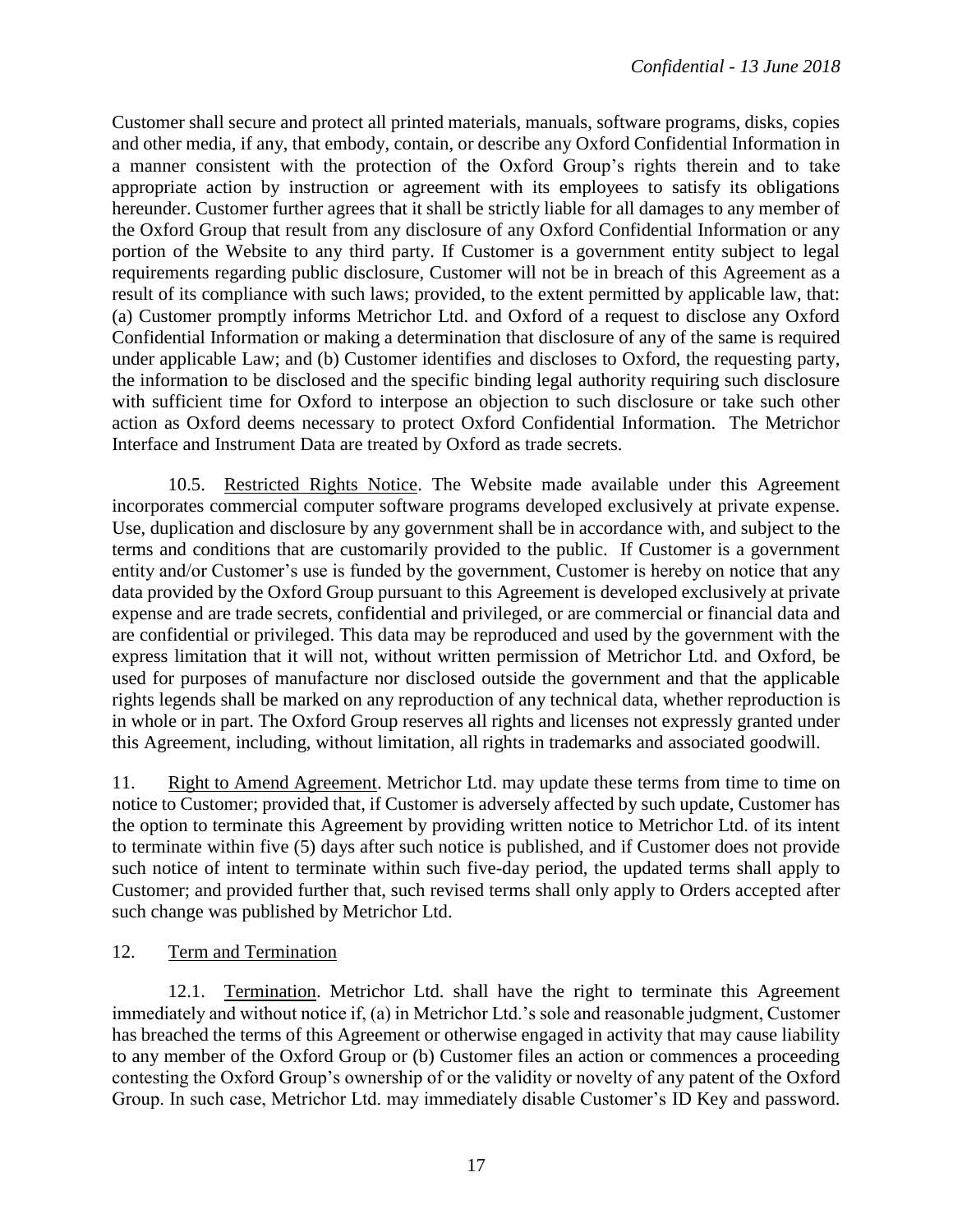Customer shall secure and protect all printed materials, manuals, software programs, disks, copies and other media, if any, that embody, contain, or describe any Oxford Confidential Information in a manner consistent with the protection of the Oxford Group's rights therein and to take appropriate action by instruction or agreement with its employees to satisfy its obligations hereunder. Customer further agrees that it shall be strictly liable for all damages to any member of the Oxford Group that result from any disclosure of any Oxford Confidential Information or any portion of the Website to any third party. If Customer is a government entity subject to legal requirements regarding public disclosure, Customer will not be in breach of this Agreement as a result of its compliance with such laws; provided, to the extent permitted by applicable law, that: (a) Customer promptly informs Metrichor Ltd. and Oxford of a request to disclose any Oxford Confidential Information or making a determination that disclosure of any of the same is required under applicable Law; and (b) Customer identifies and discloses to Oxford, the requesting party, the information to be disclosed and the specific binding legal authority requiring such disclosure with sufficient time for Oxford to interpose an objection to such disclosure or take such other action as Oxford deems necessary to protect Oxford Confidential Information. The Metrichor Interface and Instrument Data are treated by Oxford as trade secrets.

10.5. Restricted Rights Notice. The Website made available under this Agreement incorporates commercial computer software programs developed exclusively at private expense. Use, duplication and disclosure by any government shall be in accordance with, and subject to the terms and conditions that are customarily provided to the public. If Customer is a government entity and/or Customer's use is funded by the government, Customer is hereby on notice that any data provided by the Oxford Group pursuant to this Agreement is developed exclusively at private expense and are trade secrets, confidential and privileged, or are commercial or financial data and are confidential or privileged. This data may be reproduced and used by the government with the express limitation that it will not, without written permission of Metrichor Ltd. and Oxford, be used for purposes of manufacture nor disclosed outside the government and that the applicable rights legends shall be marked on any reproduction of any technical data, whether reproduction is in whole or in part. The Oxford Group reserves all rights and licenses not expressly granted under this Agreement, including, without limitation, all rights in trademarks and associated goodwill.

11. Right to Amend Agreement. Metrichor Ltd. may update these terms from time to time on notice to Customer; provided that, if Customer is adversely affected by such update, Customer has the option to terminate this Agreement by providing written notice to Metrichor Ltd. of its intent to terminate within five (5) days after such notice is published, and if Customer does not provide such notice of intent to terminate within such five-day period, the updated terms shall apply to Customer; and provided further that, such revised terms shall only apply to Orders accepted after such change was published by Metrichor Ltd.

12. Term and Termination

12.1. Termination. Metrichor Ltd. shall have the right to terminate this Agreement immediately and without notice if, (a) in Metrichor Ltd.'s sole and reasonable judgment, Customer has breached the terms of this Agreement or otherwise engaged in activity that may cause liability to any member of the Oxford Group or (b) Customer files an action or commences a proceeding contesting the Oxford Group's ownership of or the validity or novelty of any patent of the Oxford Group. In such case, Metrichor Ltd. may immediately disable Customer's ID Key and password.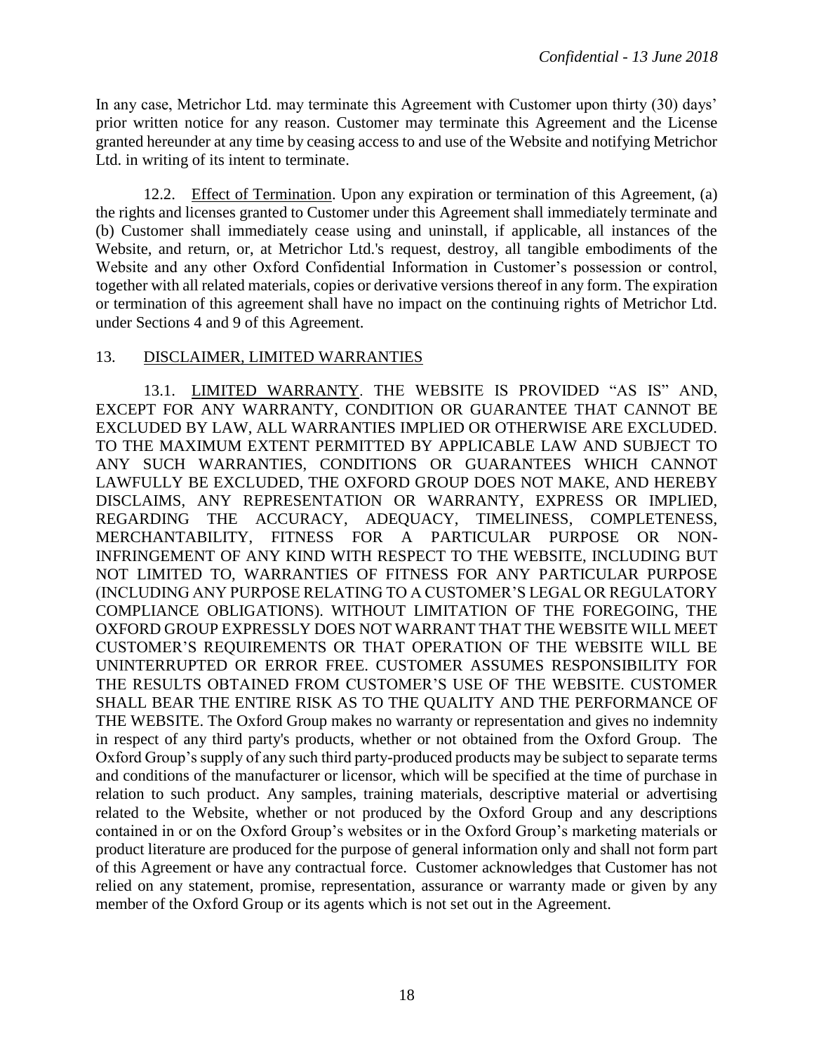In any case, Metrichor Ltd. may terminate this Agreement with Customer upon thirty (30) days' prior written notice for any reason. Customer may terminate this Agreement and the License granted hereunder at any time by ceasing access to and use of the Website and notifying Metrichor Ltd. in writing of its intent to terminate.

12.2. Effect of Termination. Upon any expiration or termination of this Agreement, (a) the rights and licenses granted to Customer under this Agreement shall immediately terminate and (b) Customer shall immediately cease using and uninstall, if applicable, all instances of the Website, and return, or, at Metrichor Ltd.'s request, destroy, all tangible embodiments of the Website and any other Oxford Confidential Information in Customer's possession or control, together with all related materials, copies or derivative versions thereof in any form. The expiration or termination of this agreement shall have no impact on the continuing rights of Metrichor Ltd. under Sections 4 and 9 of this Agreement.

## 13. DISCLAIMER, LIMITED WARRANTIES

13.1. LIMITED WARRANTY. THE WEBSITE IS PROVIDED "AS IS" AND, EXCEPT FOR ANY WARRANTY, CONDITION OR GUARANTEE THAT CANNOT BE EXCLUDED BY LAW, ALL WARRANTIES IMPLIED OR OTHERWISE ARE EXCLUDED. TO THE MAXIMUM EXTENT PERMITTED BY APPLICABLE LAW AND SUBJECT TO ANY SUCH WARRANTIES, CONDITIONS OR GUARANTEES WHICH CANNOT LAWFULLY BE EXCLUDED, THE OXFORD GROUP DOES NOT MAKE, AND HEREBY DISCLAIMS, ANY REPRESENTATION OR WARRANTY, EXPRESS OR IMPLIED, REGARDING THE ACCURACY, ADEQUACY, TIMELINESS, COMPLETENESS, MERCHANTABILITY, FITNESS FOR A PARTICULAR PURPOSE OR NON-INFRINGEMENT OF ANY KIND WITH RESPECT TO THE WEBSITE, INCLUDING BUT NOT LIMITED TO, WARRANTIES OF FITNESS FOR ANY PARTICULAR PURPOSE (INCLUDING ANY PURPOSE RELATING TO A CUSTOMER'S LEGAL OR REGULATORY COMPLIANCE OBLIGATIONS). WITHOUT LIMITATION OF THE FOREGOING, THE OXFORD GROUP EXPRESSLY DOES NOT WARRANT THAT THE WEBSITE WILL MEET CUSTOMER'S REQUIREMENTS OR THAT OPERATION OF THE WEBSITE WILL BE UNINTERRUPTED OR ERROR FREE. CUSTOMER ASSUMES RESPONSIBILITY FOR THE RESULTS OBTAINED FROM CUSTOMER'S USE OF THE WEBSITE. CUSTOMER SHALL BEAR THE ENTIRE RISK AS TO THE QUALITY AND THE PERFORMANCE OF THE WEBSITE. The Oxford Group makes no warranty or representation and gives no indemnity in respect of any third party's products, whether or not obtained from the Oxford Group. The Oxford Group's supply of any such third party-produced products may be subject to separate terms and conditions of the manufacturer or licensor, which will be specified at the time of purchase in relation to such product. Any samples, training materials, descriptive material or advertising related to the Website, whether or not produced by the Oxford Group and any descriptions contained in or on the Oxford Group's websites or in the Oxford Group's marketing materials or product literature are produced for the purpose of general information only and shall not form part of this Agreement or have any contractual force. Customer acknowledges that Customer has not relied on any statement, promise, representation, assurance or warranty made or given by any member of the Oxford Group or its agents which is not set out in the Agreement.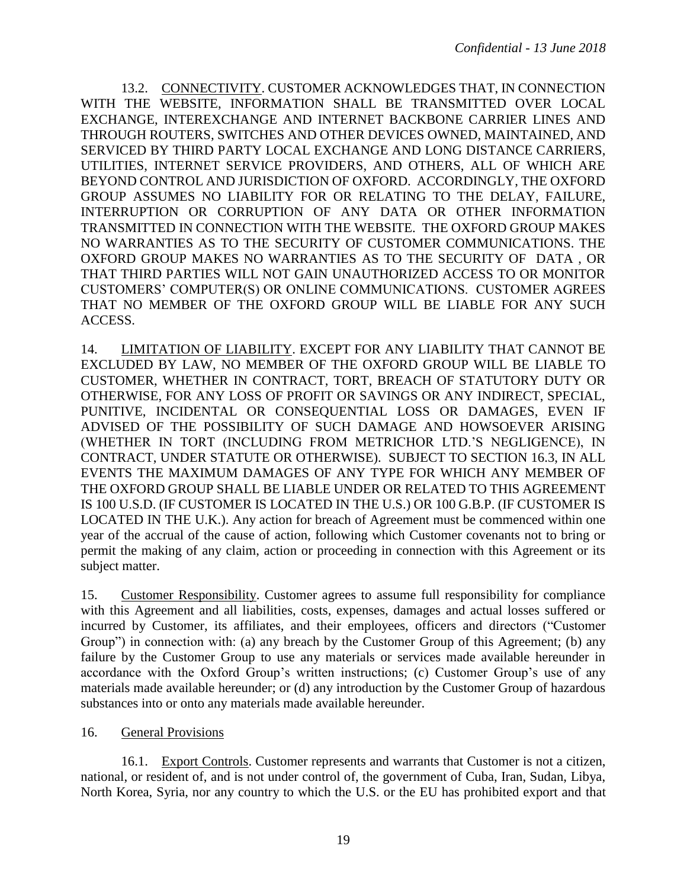13.2. <u>CONNECTIVITY</u>. CUSTOMER ACKNOWLEDGES THAT, IN CONNECTION WITH THE WEBSITE, INFORMATION SHALL BE TRANSMITTED OVER LOCAL EXCHANGE, INTEREXCHANGE AND INTERNET BACKBONE CARRIER LINES AND THROUGH ROUTERS, SWITCHES AND OTHER DEVICES OWNED, MAINTAINED, AND SERVICED BY THIRD PARTY LOCAL EXCHANGE AND LONG DISTANCE CARRIERS, UTILITIES, INTERNET SERVICE PROVIDERS, AND OTHERS, ALL OF WHICH ARE BEYOND CONTROL AND JURISDICTION OF OXFORD. ACCORDINGLY, THE OXFORD GROUP ASSUMES NO LIABILITY FOR OR RELATING TO THE DELAY, FAILURE, INTERRUPTION OR CORRUPTION OF ANY DATA OR OTHER INFORMATION TRANSMITTED IN CONNECTION WITH THE WEBSITE. THE OXFORD GROUP MAKES NO WARRANTIES AS TO THE SECURITY OF CUSTOMER COMMUNICATIONS. THE OXFORD GROUP MAKES NO WARRANTIES AS TO THE SECURITY OF DATA , OR THAT THIRD PARTIES WILL NOT GAIN UNAUTHORIZED ACCESS TO OR MONITOR CUSTOMERS' COMPUTER(S) OR ONLINE COMMUNICATIONS. CUSTOMER AGREES THAT NO MEMBER OF THE OXFORD GROUP WILL BE LIABLE FOR ANY SUCH ACCESS.

14. <u>LIMITATION OF LIABILITY</u>. EXCEPT FOR ANY LIABILITY THAT CANNOT BE EXCLUDED BY LAW, NO MEMBER OF THE OXFORD GROUP WILL BE LIABLE TO CUSTOMER, WHETHER IN CONTRACT, TORT, BREACH OF STATUTORY DUTY OR OTHERWISE, FOR ANY LOSS OF PROFIT OR SAVINGS OR ANY INDIRECT, SPECIAL, PUNITIVE, INCIDENTAL OR CONSEQUENTIAL LOSS OR DAMAGES, EVEN IF ADVISED OF THE POSSIBILITY OF SUCH DAMAGE AND HOWSOEVER ARISING (WHETHER IN TORT (INCLUDING FROM METRICHOR LTD.'S NEGLIGENCE), IN CONTRACT, UNDER STATUTE OR OTHERWISE). SUBJECT TO SECTION 16.3, IN ALL EVENTS THE MAXIMUM DAMAGES OF ANY TYPE FOR WHICH ANY MEMBER OF THE OXFORD GROUP SHALL BE LIABLE UNDER OR RELATED TO THIS AGREEMENT IS 100 U.S.D. (IF CUSTOMER IS LOCATED IN THE U.S.) OR 100 G.B.P. (IF CUSTOMER IS LOCATED IN THE U.K.). Any action for breach of Agreement must be commenced within one year of the accrual of the cause of action, following which Customer covenants not to bring or permit the making of any claim, action or proceeding in connection with this Agreement or its subject matter.

15. <u>Customer Responsibility</u>. Customer agrees to assume full responsibility for compliance with this Agreement and all liabilities, costs, expenses, damages and actual losses suffered or incurred by Customer, its affiliates, and their employees, officers and directors ("Customer Group") in connection with: (a) any breach by the Customer Group of this Agreement; (b) any failure by the Customer Group to use any materials or services made available hereunder in accordance with the Oxford Group's written instructions; (c) Customer Group's use of any materials made available hereunder; or (d) any introduction by the Customer Group of hazardous substances into or onto any materials made available hereunder.

16. <u>General Provisions</u>

16.1. <u>Export Controls</u>. Customer represents and warrants that Customer is not a citizen, national, or resident of, and is not under control of, the government of Cuba, Iran, Sudan, Libya, North Korea, Syria, nor any country to which the U.S. or the EU has prohibited export and that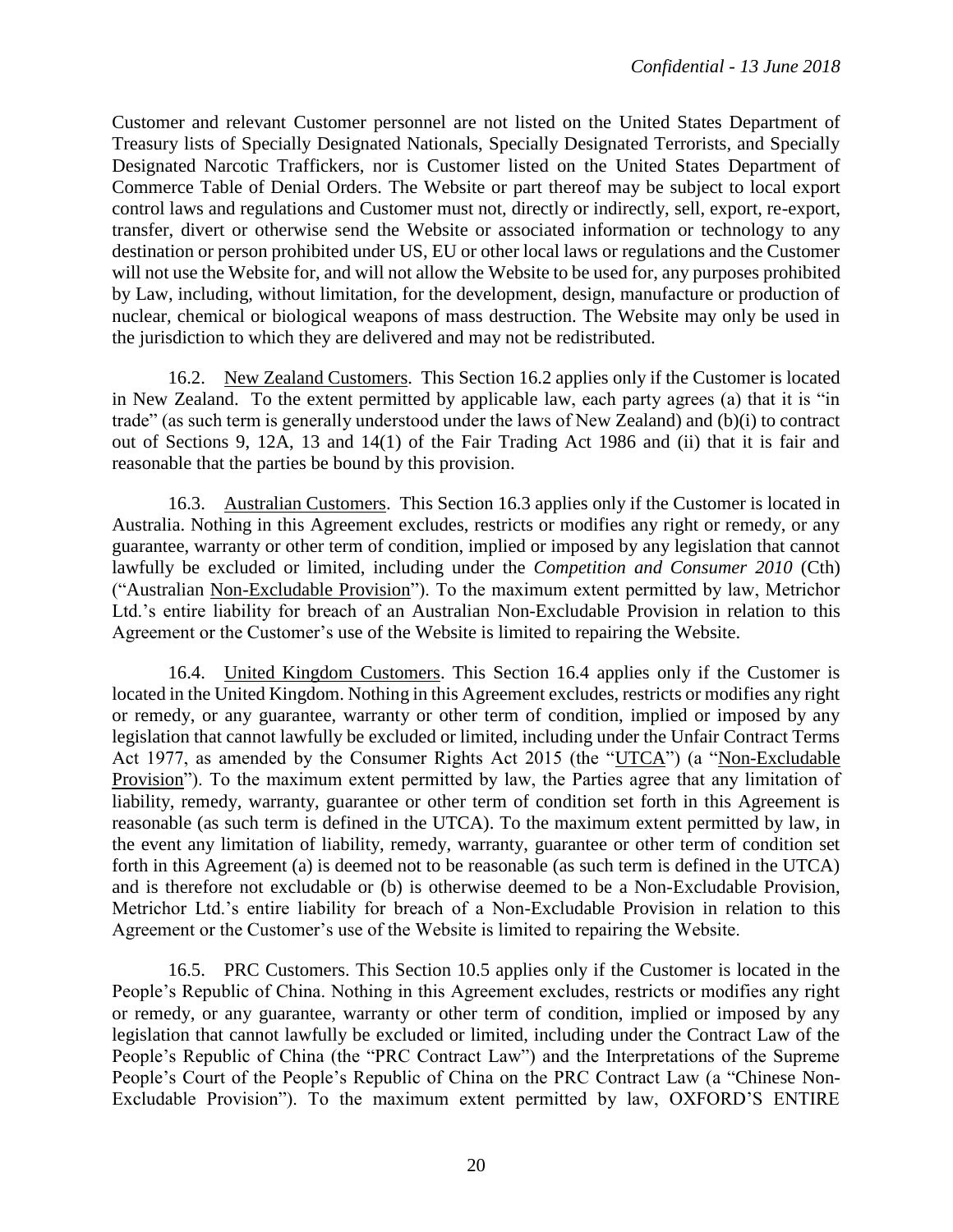Customer and relevant Customer personnel are not listed on the United States Department of Treasury lists of Specially Designated Nationals, Specially Designated Terrorists, and Specially Designated Narcotic Traffickers, nor is Customer listed on the United States Department of Commerce Table of Denial Orders. The Website or part thereof may be subject to local export control laws and regulations and Customer must not, directly or indirectly, sell, export, re-export, transfer, divert or otherwise send the Website or associated information or technology to any destination or person prohibited under US, EU or other local laws or regulations and the Customer will not use the Website for, and will not allow the Website to be used for, any purposes prohibited by Law, including, without limitation, for the development, design, manufacture or production of nuclear, chemical or biological weapons of mass destruction. The Website may only be used in the jurisdiction to which they are delivered and may not be redistributed.

16.2. New Zealand Customers. This Section 16.2 applies only if the Customer is located in New Zealand. To the extent permitted by applicable law, each party agrees (a) that it is "in trade" (as such term is generally understood under the laws of New Zealand) and (b)(i) to contract out of Sections 9, 12A, 13 and 14(1) of the Fair Trading Act 1986 and (ii) that it is fair and reasonable that the parties be bound by this provision.

16.3. Australian Customers. This Section 16.3 applies only if the Customer is located in Australia. Nothing in this Agreement excludes, restricts or modifies any right or remedy, or any guarantee, warranty or other term of condition, implied or imposed by any legislation that cannot lawfully be excluded or limited, including under the *Competition and Consumer 2010* (Cth) ("Australian Non-Excludable Provision"). To the maximum extent permitted by law, Metrichor Ltd.'s entire liability for breach of an Australian Non-Excludable Provision in relation to this Agreement or the Customer's use of the Website is limited to repairing the Website.

16.4. United Kingdom Customers. This Section 16.4 applies only if the Customer is located in the United Kingdom. Nothing in this Agreement excludes, restricts or modifies any right or remedy, or any guarantee, warranty or other term of condition, implied or imposed by any legislation that cannot lawfully be excluded or limited, including under the Unfair Contract Terms Act 1977, as amended by the Consumer Rights Act 2015 (the "UTCA") (a "Non-Excludable Provision"). To the maximum extent permitted by law, the Parties agree that any limitation of liability, remedy, warranty, guarantee or other term of condition set forth in this Agreement is reasonable (as such term is defined in the UTCA). To the maximum extent permitted by law, in the event any limitation of liability, remedy, warranty, guarantee or other term of condition set forth in this Agreement (a) is deemed not to be reasonable (as such term is defined in the UTCA) and is therefore not excludable or (b) is otherwise deemed to be a Non-Excludable Provision, Metrichor Ltd.'s entire liability for breach of a Non-Excludable Provision in relation to this Agreement or the Customer's use of the Website is limited to repairing the Website.

16.5. PRC Customers. This Section 10.5 applies only if the Customer is located in the People's Republic of China. Nothing in this Agreement excludes, restricts or modifies any right or remedy, or any guarantee, warranty or other term of condition, implied or imposed by any legislation that cannot lawfully be excluded or limited, including under the Contract Law of the People's Republic of China (the "PRC Contract Law") and the Interpretations of the Supreme People's Court of the People's Republic of China on the PRC Contract Law (a "Chinese Non-Excludable Provision"). To the maximum extent permitted by law, OXFORD'S ENTIRE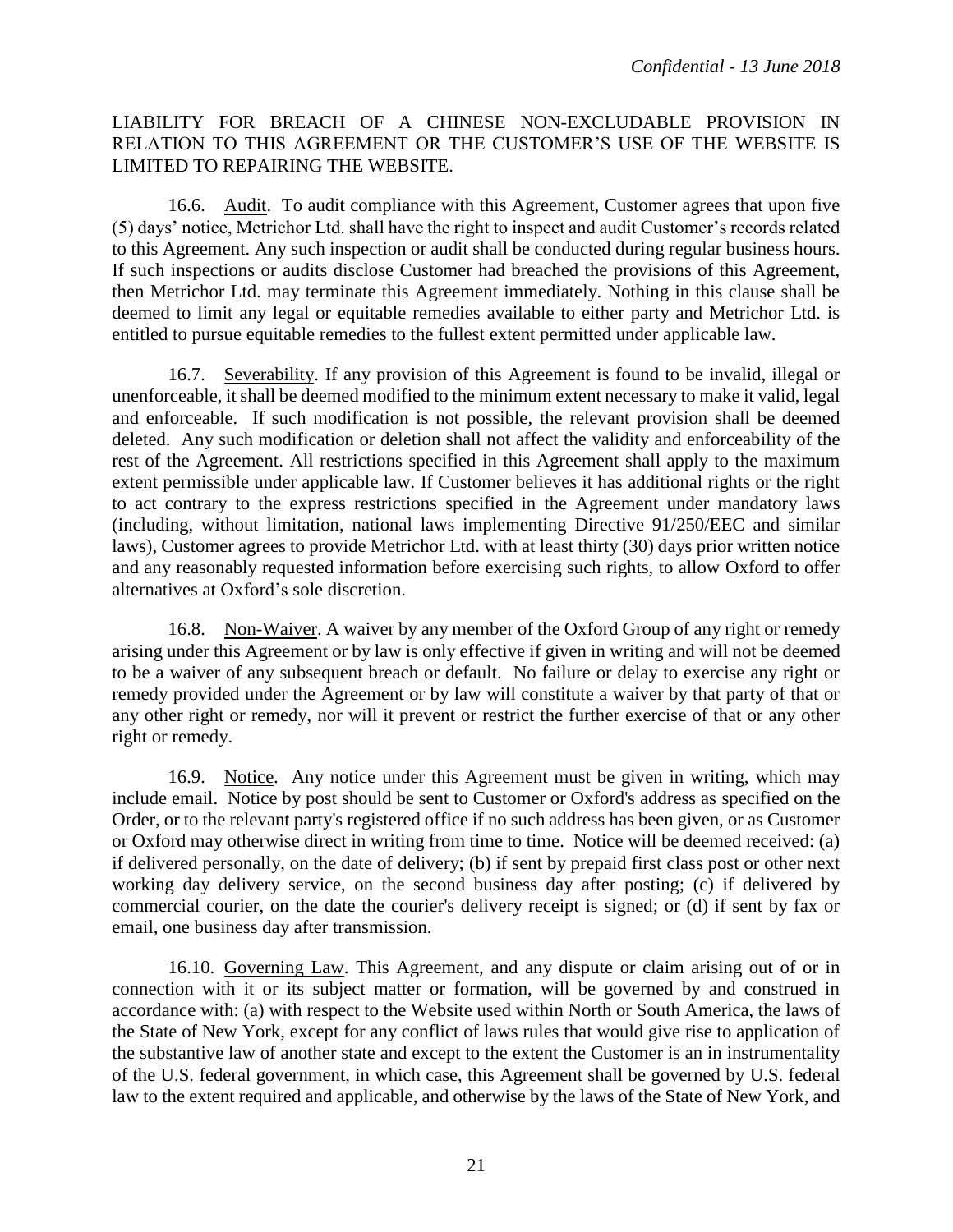LIABILITY FOR BREACH OF A CHINESE NON-EXCLUDABLE PROVISION IN RELATION TO THIS AGREEMENT OR THE CUSTOMER'S USE OF THE WEBSITE IS LIMITED TO REPAIRING THE WEBSITE.

16.6. Audit. To audit compliance with this Agreement, Customer agrees that upon five (5) days' notice, Metrichor Ltd. shall have the right to inspect and audit Customer's records related to this Agreement. Any such inspection or audit shall be conducted during regular business hours. If such inspections or audits disclose Customer had breached the provisions of this Agreement, then Metrichor Ltd. may terminate this Agreement immediately. Nothing in this clause shall be deemed to limit any legal or equitable remedies available to either party and Metrichor Ltd. is entitled to pursue equitable remedies to the fullest extent permitted under applicable law.

16.7. Severability. If any provision of this Agreement is found to be invalid, illegal or unenforceable, it shall be deemed modified to the minimum extent necessary to make it valid, legal and enforceable. If such modification is not possible, the relevant provision shall be deemed deleted. Any such modification or deletion shall not affect the validity and enforceability of the rest of the Agreement. All restrictions specified in this Agreement shall apply to the maximum extent permissible under applicable law. If Customer believes it has additional rights or the right to act contrary to the express restrictions specified in the Agreement under mandatory laws (including, without limitation, national laws implementing Directive 91/250/EEC and similar laws), Customer agrees to provide Metrichor Ltd. with at least thirty (30) days prior written notice and any reasonably requested information before exercising such rights, to allow Oxford to offer alternatives at Oxford's sole discretion.

16.8. Non-Waiver. A waiver by any member of the Oxford Group of any right or remedy arising under this Agreement or by law is only effective if given in writing and will not be deemed to be a waiver of any subsequent breach or default. No failure or delay to exercise any right or remedy provided under the Agreement or by law will constitute a waiver by that party of that or any other right or remedy, nor will it prevent or restrict the further exercise of that or any other right or remedy.

16.9. Notice. Any notice under this Agreement must be given in writing, which may include email. Notice by post should be sent to Customer or Oxford's address as specified on the Order, or to the relevant party's registered office if no such address has been given, or as Customer or Oxford may otherwise direct in writing from time to time. Notice will be deemed received: (a) if delivered personally, on the date of delivery; (b) if sent by prepaid first class post or other next working day delivery service, on the second business day after posting; (c) if delivered by commercial courier, on the date the courier's delivery receipt is signed; or (d) if sent by fax or email, one business day after transmission.

16.10. Governing Law. This Agreement, and any dispute or claim arising out of or in connection with it or its subject matter or formation, will be governed by and construed in accordance with: (a) with respect to the Website used within North or South America, the laws of the State of New York, except for any conflict of laws rules that would give rise to application of the substantive law of another state and except to the extent the Customer is an in instrumentality of the U.S. federal government, in which case, this Agreement shall be governed by U.S. federal law to the extent required and applicable, and otherwise by the laws of the State of New York, and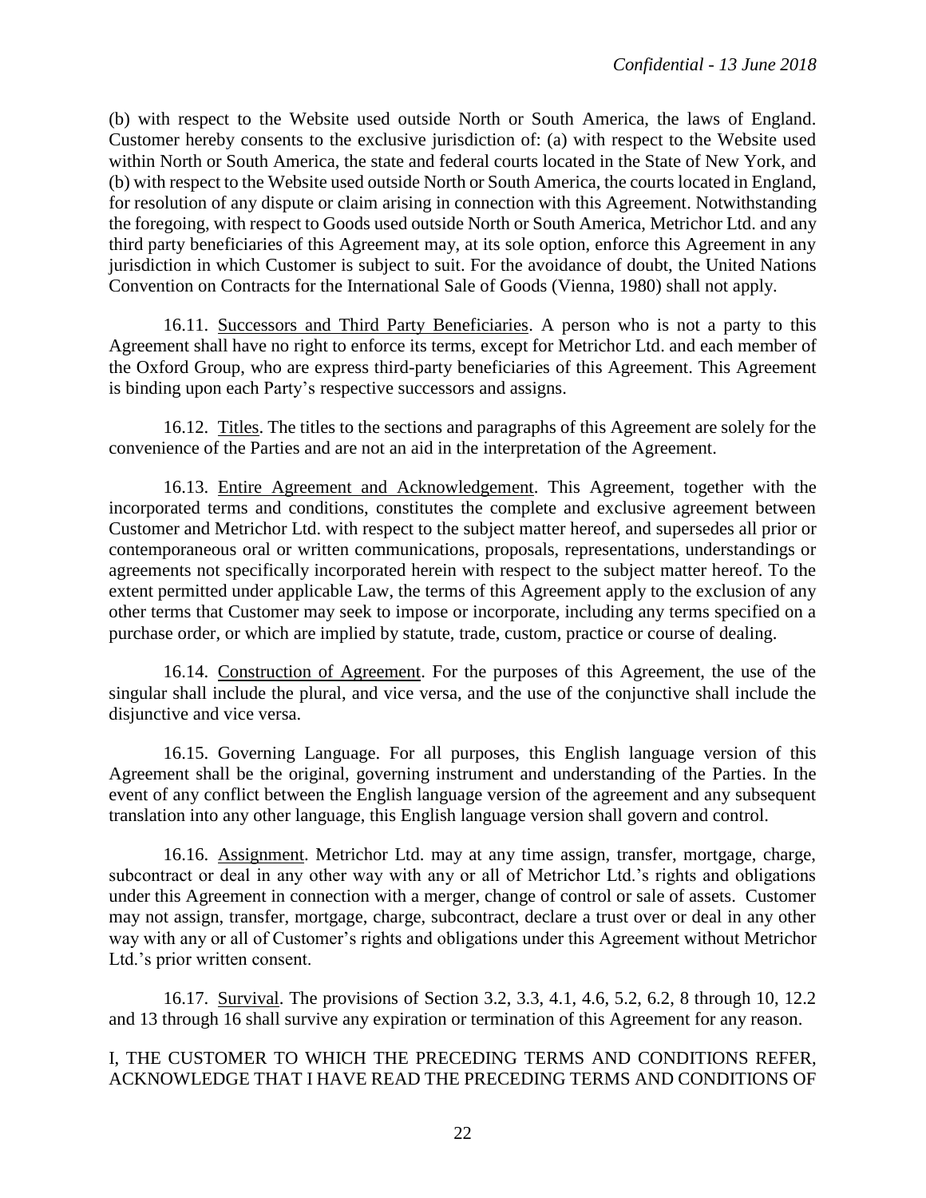(b) with respect to the Website used outside North or South America, the laws of England. Customer hereby consents to the exclusive jurisdiction of: (a) with respect to the Website used within North or South America, the state and federal courts located in the State of New York, and (b) with respect to the Website used outside North or South America, the courts located in England, for resolution of any dispute or claim arising in connection with this Agreement. Notwithstanding the foregoing, with respect to Goods used outside North or South America, Metrichor Ltd. and any third party beneficiaries of this Agreement may, at its sole option, enforce this Agreement in any jurisdiction in which Customer is subject to suit. For the avoidance of doubt, the United Nations Convention on Contracts for the International Sale of Goods (Vienna, 1980) shall not apply.

16.11. Successors and Third Party Beneficiaries. A person who is not a party to this Agreement shall have no right to enforce its terms, except for Metrichor Ltd. and each member of the Oxford Group, who are express third-party beneficiaries of this Agreement. This Agreement is binding upon each Party's respective successors and assigns.

16.12. Titles. The titles to the sections and paragraphs of this Agreement are solely for the convenience of the Parties and are not an aid in the interpretation of the Agreement.

16.13. Entire Agreement and Acknowledgement. This Agreement, together with the incorporated terms and conditions, constitutes the complete and exclusive agreement between Customer and Metrichor Ltd. with respect to the subject matter hereof, and supersedes all prior or contemporaneous oral or written communications, proposals, representations, understandings or agreements not specifically incorporated herein with respect to the subject matter hereof. To the extent permitted under applicable Law, the terms of this Agreement apply to the exclusion of any other terms that Customer may seek to impose or incorporate, including any terms specified on a purchase order, or which are implied by statute, trade, custom, practice or course of dealing.

16.14. Construction of Agreement. For the purposes of this Agreement, the use of the singular shall include the plural, and vice versa, and the use of the conjunctive shall include the disjunctive and vice versa.

16.15. Governing Language. For all purposes, this English language version of this Agreement shall be the original, governing instrument and understanding of the Parties. In the event of any conflict between the English language version of the agreement and any subsequent translation into any other language, this English language version shall govern and control.

16.16. Assignment. Metrichor Ltd. may at any time assign, transfer, mortgage, charge, subcontract or deal in any other way with any or all of Metrichor Ltd.'s rights and obligations under this Agreement in connection with a merger, change of control or sale of assets. Customer may not assign, transfer, mortgage, charge, subcontract, declare a trust over or deal in any other way with any or all of Customer's rights and obligations under this Agreement without Metrichor Ltd.'s prior written consent.

16.17. Survival. The provisions of Section 3.2, 3.3, 4.1, 4.6, 5.2, 6.2, 8 through 10, 12.2 and 13 through 16 shall survive any expiration or termination of this Agreement for any reason.

I, THE CUSTOMER TO WHICH THE PRECEDING TERMS AND CONDITIONS REFER, ACKNOWLEDGE THAT I HAVE READ THE PRECEDING TERMS AND CONDITIONS OF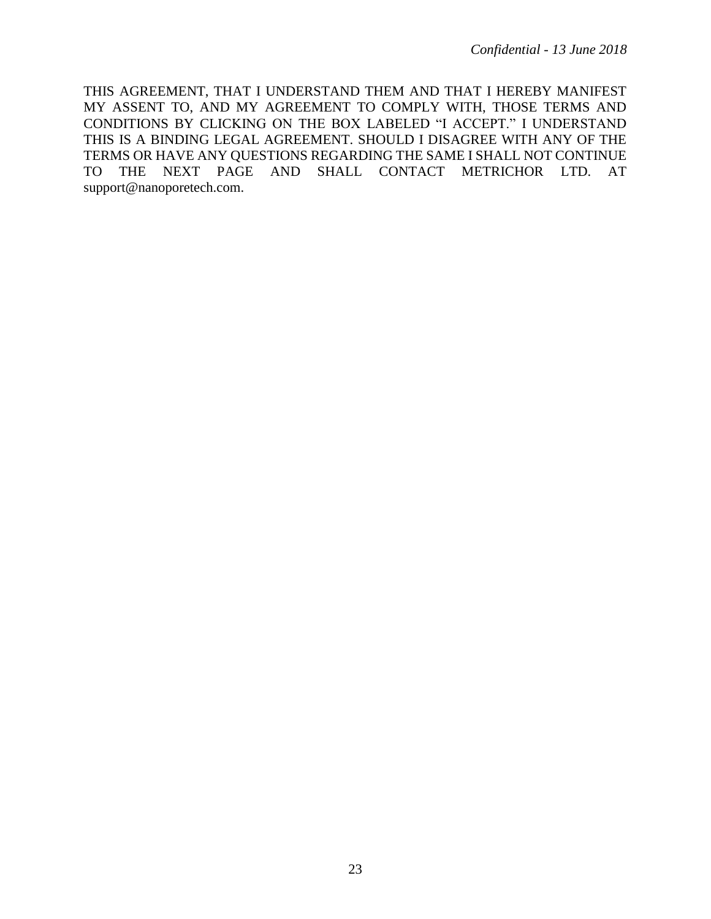THIS AGREEMENT, THAT I UNDERSTAND THEM AND THAT I HEREBY MANIFEST MY ASSENT TO, AND MY AGREEMENT TO COMPLY WITH, THOSE TERMS AND CONDITIONS BY CLICKING ON THE BOX LABELED "I ACCEPT." I UNDERSTAND THIS IS A BINDING LEGAL AGREEMENT. SHOULD I DISAGREE WITH ANY OF THE TERMS OR HAVE ANY QUESTIONS REGARDING THE SAME I SHALL NOT CONTINUE TO THE NEXT PAGE AND SHALL CONTACT METRICHOR LTD. AT support@nanoporetech.com.